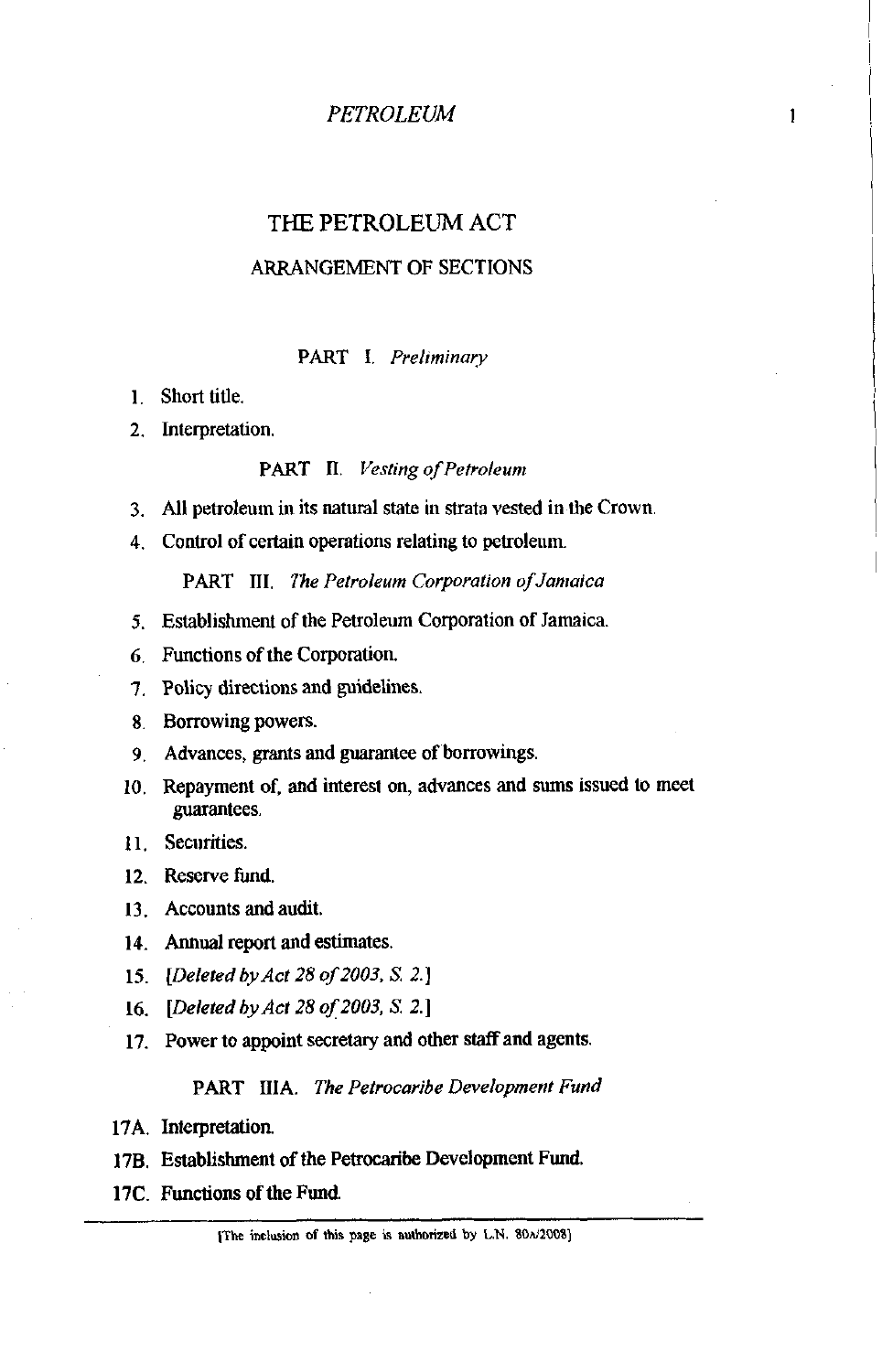# THE PETROLEUM ACT

## ARRANGEMENT OF SECTIONS

### PART I. *Preliminary*

1. Short title.
2. Interpretation.

### PART II. *Vesting of Petroleum*

3. All petroleum in its natural state in strata vested in the Crown.
4. Control of certain operations relating to petroleum.

### PART III. *The Petroleum Corporation of Jamaica*

5. Establishment of the Petroleum Corporation of Jamaica.
6. Functions of the Corporation.
7. Policy directions and guidelines.
8. Borrowing powers.
9. Advances, grants and guarantee of borrowings.
10. Repayment of, and interest on, advances and sums issued to meet guarantees.
11. Securities.
12. Reserve fund.
13. Accounts and audit.
14. Annual report and estimates.
15. [*Deleted by Act 28 of 2003, S. 2.*]
16. [*Deleted by Act 28 of 2003, S. 2.*]
17. Power to appoint secretary and other staff and agents.

### PART IIIA. *The Petrocaribe Development Fund*

17A. Interpretation.

17B. Establishment of the Petrocaribe Development Fund.

17C. Functions of the Fund.

[The inclusion of this page is authorized by L.N. 80A/2008]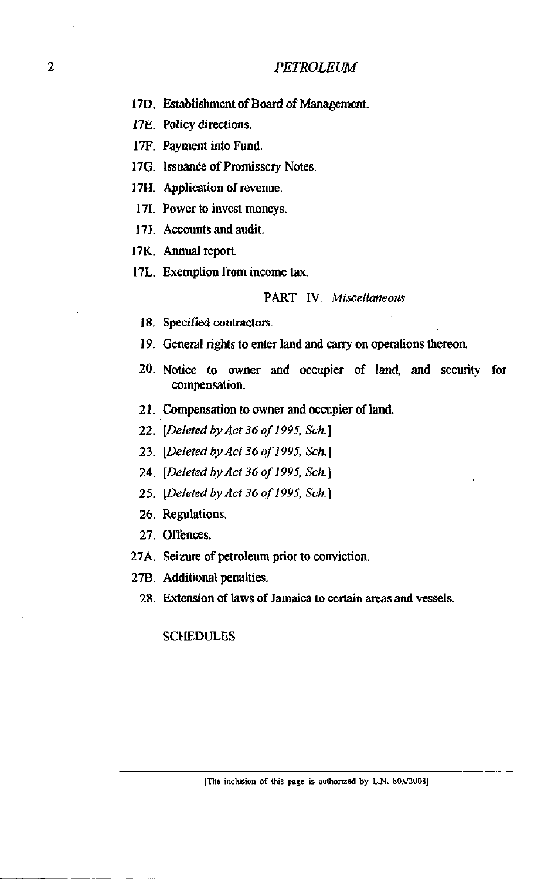17D. Establishment of Board of Management.

17E. Policy directions.

17F. Payment into Fund.

17G. Issuance of Promissory Notes.

17H. Application of revenue.

17I. Power to invest moneys.

17J. Accounts and audit.

17K. Annual report.

17L. Exemption from income tax.

PART IV. *Miscellaneous*

18. Specified contractors.

19. General rights to enter land and carry on operations thereon.

20. Notice to owner and occupier of land, and security for compensation.

21. Compensation to owner and occupier of land.

22. [*Deleted by Act 36 of 1995, Sch.*]

23. [*Deleted by Act 36 of 1995, Sch.*]

24. [*Deleted by Act 36 of 1995, Sch.*]

25. [*Deleted by Act 36 of 1995, Sch.*]

26. Regulations.

27. Offences.

27A. Seizure of petroleum prior to conviction.

27B. Additional penalties.

28. Extension of laws of Jamaica to certain areas and vessels.

SCHEDULES

[The inclusion of this page is authorized by L.N. 80A/2008]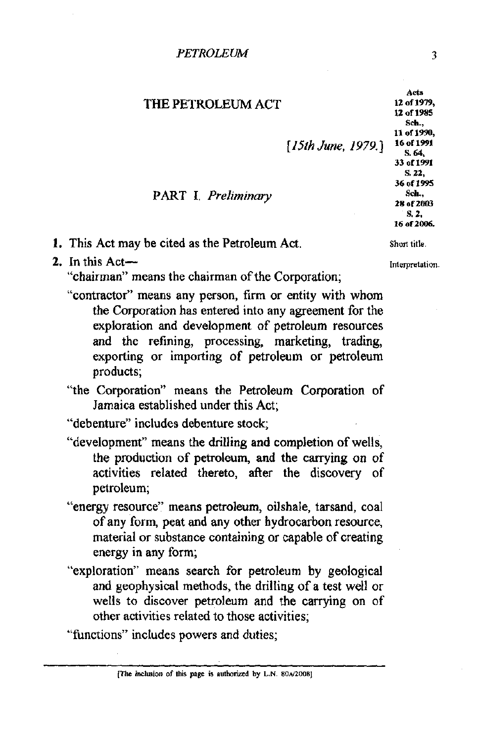# THE PETROLEUM ACT

Acts 12 of 1979, 12 of 1985 Sch., 11 of 1990, 16 of 1991 S. 64, 33 of 1991 S. 22, 36 of 1995 Sch., 28 of 2003 S. 2, 16 of 2006.

[*15th June, 1979.*]

## PART I. *Preliminary*

**1.** This Act may be cited as the Petroleum Act. — Short title.

**2.** In this Act— — Interpretation.

"chairman" means the chairman of the Corporation;

"contractor" means any person, firm or entity with whom the Corporation has entered into any agreement for the exploration and development of petroleum resources and the refining, processing, marketing, trading, exporting or importing of petroleum or petroleum products;

"the Corporation" means the Petroleum Corporation of Jamaica established under this Act;

"debenture" includes debenture stock;

"development" means the drilling and completion of wells, the production of petroleum, and the carrying on of activities related thereto, after the discovery of petroleum;

"energy resource" means petroleum, oilshale, tarsand, coal of any form, peat and any other hydrocarbon resource, material or substance containing or capable of creating energy in any form;

"exploration" means search for petroleum by geological and geophysical methods, the drilling of a test well or wells to discover petroleum and the carrying on of other activities related to those activities;

"functions" includes powers and duties;

[The inclusion of this page is authorized by L.N. 80A/2008]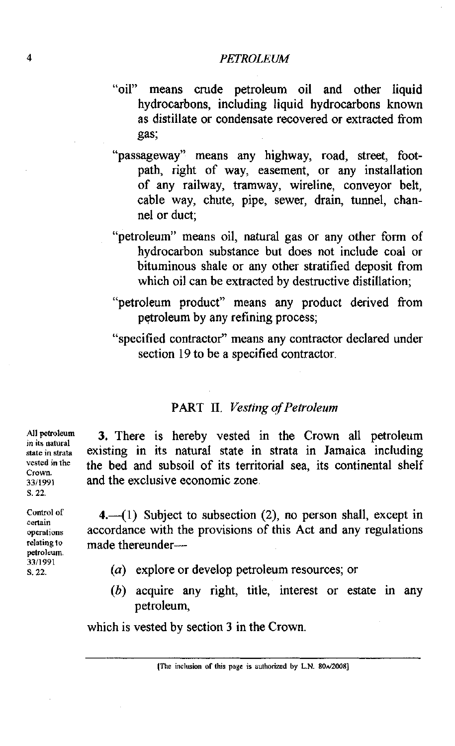"oil" means crude petroleum oil and other liquid hydrocarbons, including liquid hydrocarbons known as distillate or condensate recovered or extracted from gas;

"passageway" means any highway, road, street, footpath, right of way, easement, or any installation of any railway, tramway, wireline, conveyor belt, cable way, chute, pipe, sewer, drain, tunnel, channel or duct;

"petroleum" means oil, natural gas or any other form of hydrocarbon substance but does not include coal or bituminous shale or any other stratified deposit from which oil can be extracted by destructive distillation;

"petroleum product" means any product derived from petroleum by any refining process;

"specified contractor" means any contractor declared under section 19 to be a specified contractor.

## PART II. *Vesting of Petroleum*

All petroleum in its natural state in strata vested in the Crown. 33/1991 S. 22.

**3.** There is hereby vested in the Crown all petroleum existing in its natural state in strata in Jamaica including the bed and subsoil of its territorial sea, its continental shelf and the exclusive economic zone.

Control of certain operations relating to petroleum. 33/1991 S. 22.

**4.**—(1) Subject to subsection (2), no person shall, except in accordance with the provisions of this Act and any regulations made thereunder—

(*a*) explore or develop petroleum resources; or

(*b*) acquire any right, title, interest or estate in any petroleum,

which is vested by section 3 in the Crown.

[The inclusion of this page is authorized by L.N. 80A/2008]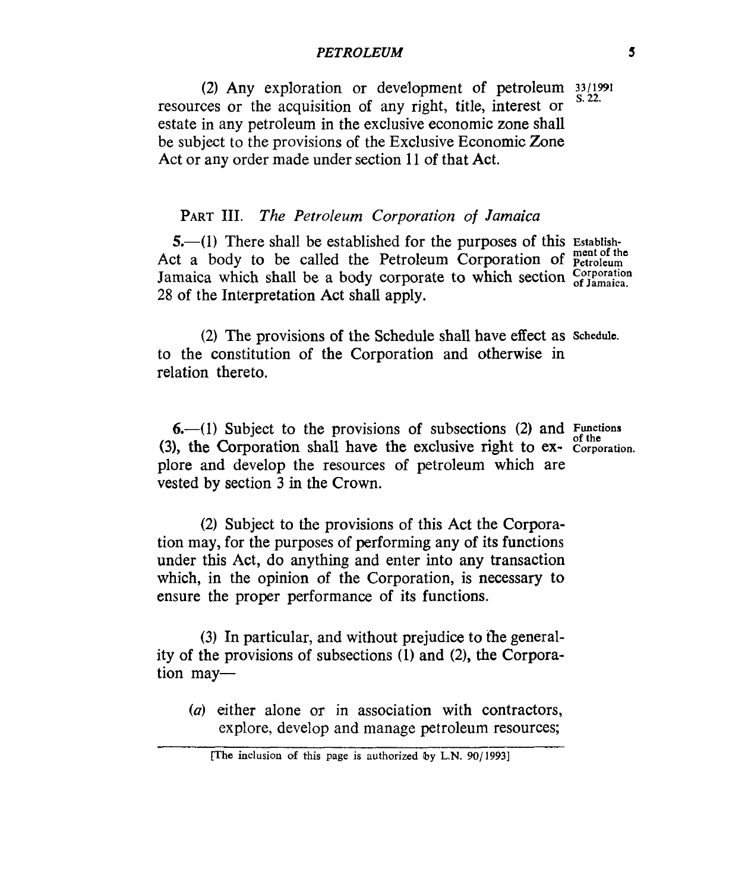(2) Any exploration or development of petroleum resources or the acquisition of any right, title, interest or estate in any petroleum in the exclusive economic zone shall be subject to the provisions of the Exclusive Economic Zone Act or any order made under section 11 of that Act.

33/1991 S. 22.

## PART III. *The Petroleum Corporation of Jamaica*

**5.**—(1) There shall be established for the purposes of this Act a body to be called the Petroleum Corporation of Jamaica which shall be a body corporate to which section 28 of the Interpretation Act shall apply.

Establishment of the Petroleum Corporation of Jamaica.

(2) The provisions of the Schedule shall have effect as to the constitution of the Corporation and otherwise in relation thereto.

Schedule.

**6.**—(1) Subject to the provisions of subsections (2) and (3), the Corporation shall have the exclusive right to explore and develop the resources of petroleum which are vested by section 3 in the Crown.

Functions of the Corporation.

(2) Subject to the provisions of this Act the Corporation may, for the purposes of performing any of its functions under this Act, do anything and enter into any transaction which, in the opinion of the Corporation, is necessary to ensure the proper performance of its functions.

(3) In particular, and without prejudice to the generality of the provisions of subsections (1) and (2), the Corporation may—

(*a*) either alone or in association with contractors, explore, develop and manage petroleum resources;

[The inclusion of this page is authorized by L.N. 90/1993]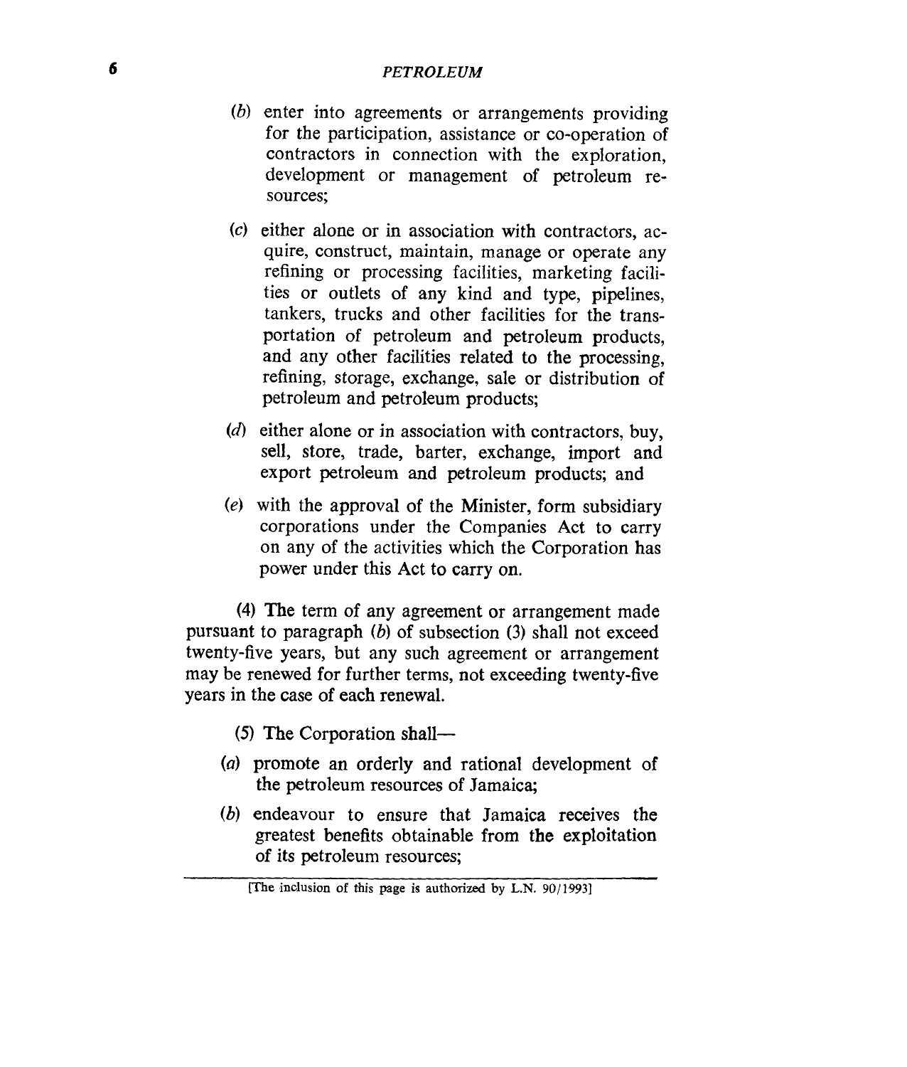(*b*) enter into agreements or arrangements providing for the participation, assistance or co-operation of contractors in connection with the exploration, development or management of petroleum resources;

(*c*) either alone or in association with contractors, acquire, construct, maintain, manage or operate any refining or processing facilities, marketing facilities or outlets of any kind and type, pipelines, tankers, trucks and other facilities for the transportation of petroleum and petroleum products, and any other facilities related to the processing, refining, storage, exchange, sale or distribution of petroleum and petroleum products;

(*d*) either alone or in association with contractors, buy, sell, store, trade, barter, exchange, import and export petroleum and petroleum products; and

(*e*) with the approval of the Minister, form subsidiary corporations under the Companies Act to carry on any of the activities which the Corporation has power under this Act to carry on.

(4) The term of any agreement or arrangement made pursuant to paragraph (*b*) of subsection (3) shall not exceed twenty-five years, but any such agreement or arrangement may be renewed for further terms, not exceeding twenty-five years in the case of each renewal.

(5) The Corporation shall—

(*a*) promote an orderly and rational development of the petroleum resources of Jamaica;

(*b*) endeavour to ensure that Jamaica receives the greatest benefits obtainable from the exploitation of its petroleum resources;

[The inclusion of this page is authorized by L.N. 90/1993]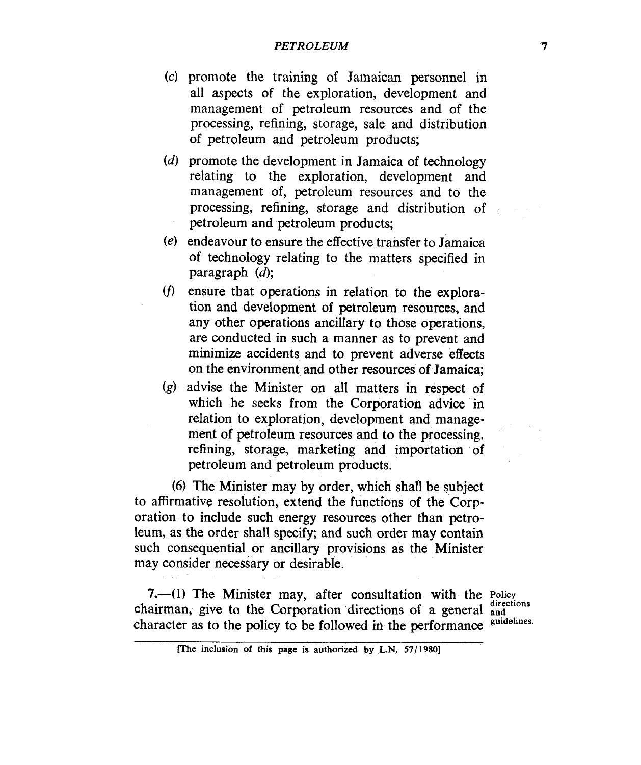(*c*) promote the training of Jamaican personnel in all aspects of the exploration, development and management of petroleum resources and of the processing, refining, storage, sale and distribution of petroleum and petroleum products;

(*d*) promote the development in Jamaica of technology relating to the exploration, development and management of, petroleum resources and to the processing, refining, storage and distribution of petroleum and petroleum products;

(*e*) endeavour to ensure the effective transfer to Jamaica of technology relating to the matters specified in paragraph (*d*);

(*f*) ensure that operations in relation to the exploration and development of petroleum resources, and any other operations ancillary to those operations, are conducted in such a manner as to prevent and minimize accidents and to prevent adverse effects on the environment and other resources of Jamaica;

(*g*) advise the Minister on all matters in respect of which he seeks from the Corporation advice in relation to exploration, development and management of petroleum resources and to the processing, refining, storage, marketing and importation of petroleum and petroleum products.

(6) The Minister may by order, which shall be subject to affirmative resolution, extend the functions of the Corporation to include such energy resources other than petroleum, as the order shall specify; and such order may contain such consequential or ancillary provisions as the Minister may consider necessary or desirable.

Policy directions and guidelines.

**7.**—(1) The Minister may, after consultation with the chairman, give to the Corporation directions of a general character as to the policy to be followed in the performance

[The inclusion of this page is authorized by L.N. 57/1980]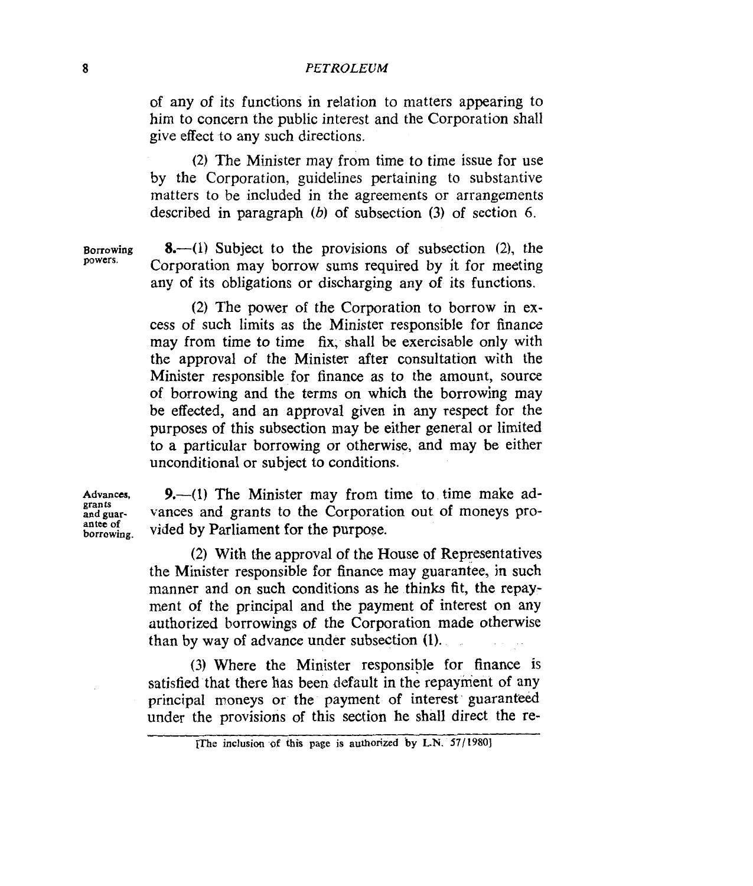of any of its functions in relation to matters appearing to him to concern the public interest and the Corporation shall give effect to any such directions.

(2) The Minister may from time to time issue for use by the Corporation, guidelines pertaining to substantive matters to be included in the agreements or arrangements described in paragraph (*b*) of subsection (3) of section 6.

Borrowing powers.

**8.**—(1) Subject to the provisions of subsection (2), the Corporation may borrow sums required by it for meeting any of its obligations or discharging any of its functions.

(2) The power of the Corporation to borrow in excess of such limits as the Minister responsible for finance may from time to time fix, shall be exercisable only with the approval of the Minister after consultation with the Minister responsible for finance as to the amount, source of borrowing and the terms on which the borrowing may be effected, and an approval given in any respect for the purposes of this subsection may be either general or limited to a particular borrowing or otherwise, and may be either unconditional or subject to conditions.

Advances, grants and guarantee of borrowing.

**9.**—(1) The Minister may from time to time make advances and grants to the Corporation out of moneys provided by Parliament for the purpose.

(2) With the approval of the House of Representatives the Minister responsible for finance may guarantee, in such manner and on such conditions as he thinks fit, the repayment of the principal and the payment of interest on any authorized borrowings of the Corporation made otherwise than by way of advance under subsection (1).

(3) Where the Minister responsible for finance is satisfied that there has been default in the repayment of any principal moneys or the payment of interest guaranteed under the provisions of this section he shall direct the re-

[The inclusion of this page is authorized by L.N. 57/1980]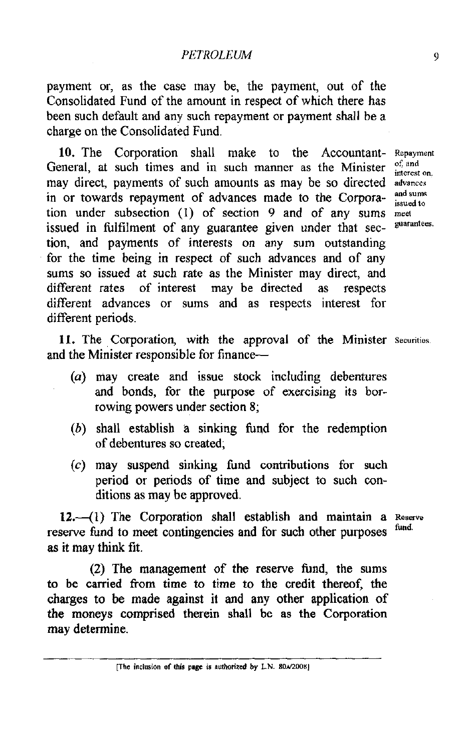payment or, as the case may be, the payment, out of the Consolidated Fund of the amount in respect of which there has been such default and any such repayment or payment shall be a charge on the Consolidated Fund.

**10.** The Corporation shall make to the Accountant-General, at such times and in such manner as the Minister may direct, payments of such amounts as may be so directed in or towards repayment of advances made to the Corporation under subsection (1) of section 9 and of any sums issued in fulfilment of any guarantee given under that section, and payments of interests on any sum outstanding for the time being in respect of such advances and of any sums so issued at such rate as the Minister may direct, and different rates of interest may be directed as respects different advances or sums and as respects interest for different periods.

*Repayment of, and interest on, advances and sums issued to meet guarantees.*

**11.** The Corporation, with the approval of the Minister and the Minister responsible for finance—

*Securities.*

(*a*) may create and issue stock including debentures and bonds, for the purpose of exercising its borrowing powers under section 8;

(*b*) shall establish a sinking fund for the redemption of debentures so created;

(*c*) may suspend sinking fund contributions for such period or periods of time and subject to such conditions as may be approved.

**12.**—(1) The Corporation shall establish and maintain a reserve fund to meet contingencies and for such other purposes as it may think fit.

*Reserve fund.*

(2) The management of the reserve fund, the sums to be carried from time to time to the credit thereof, the charges to be made against it and any other application of the moneys comprised therein shall be as the Corporation may determine.

[The inclusion of this page is authorized by L.N. 80A/2008]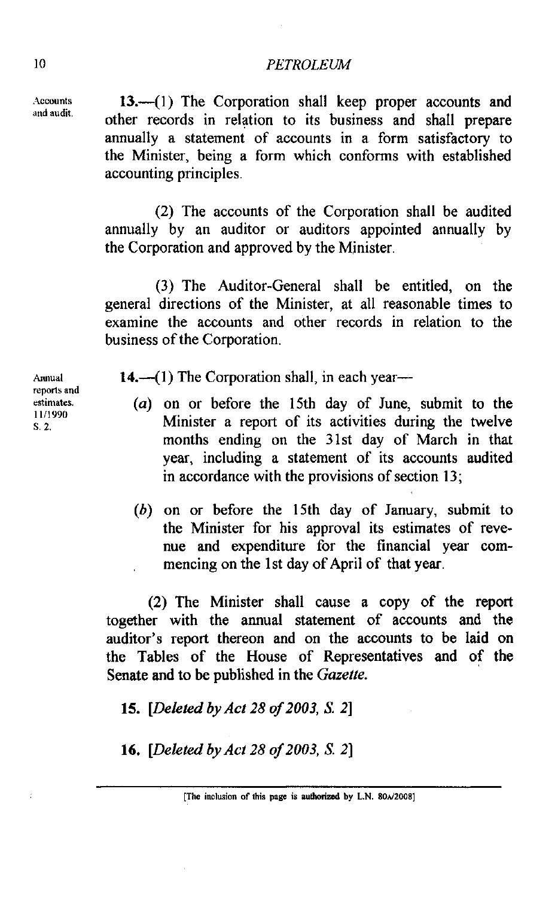Accounts and audit.

**13.**—(1) The Corporation shall keep proper accounts and other records in relation to its business and shall prepare annually a statement of accounts in a form satisfactory to the Minister, being a form which conforms with established accounting principles.

(2) The accounts of the Corporation shall be audited annually by an auditor or auditors appointed annually by the Corporation and approved by the Minister.

(3) The Auditor-General shall be entitled, on the general directions of the Minister, at all reasonable times to examine the accounts and other records in relation to the business of the Corporation.

Annual reports and estimates. 11/1990 S. 2.

**14.**—(1) The Corporation shall, in each year—

(*a*) on or before the 15th day of June, submit to the Minister a report of its activities during the twelve months ending on the 31st day of March in that year, including a statement of its accounts audited in accordance with the provisions of section 13;

(*b*) on or before the 15th day of January, submit to the Minister for his approval its estimates of revenue and expenditure for the financial year commencing on the 1st day of April of that year.

(2) The Minister shall cause a copy of the report together with the annual statement of accounts and the auditor's report thereon and on the accounts to be laid on the Tables of the House of Representatives and of the Senate and to be published in the *Gazette*.

**15.** [*Deleted by Act 28 of 2003, S. 2*]

**16.** [*Deleted by Act 28 of 2003, S. 2*]

[The inclusion of this page is authorized by L.N. 80A/2008]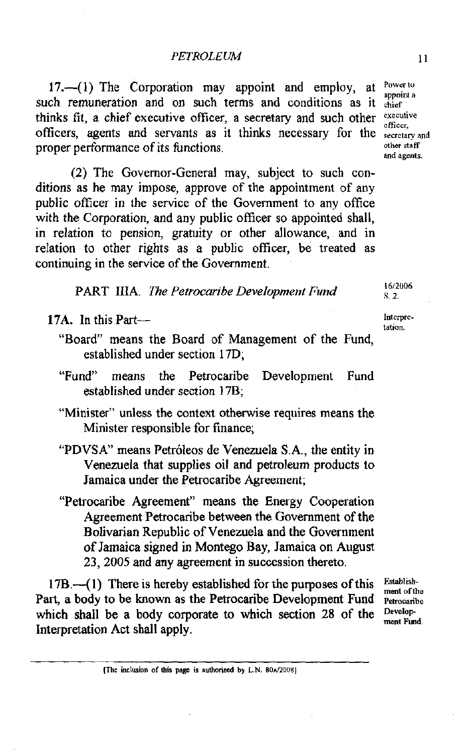17.—(1) The Corporation may appoint and employ, at such remuneration and on such terms and conditions as it thinks fit, a chief executive officer, a secretary and such other officers, agents and servants as it thinks necessary for the proper performance of its functions.

Power to appoint a chief executive officer, secretary and other staff and agents.

(2) The Governor-General may, subject to such conditions as he may impose, approve of the appointment of any public officer in the service of the Government to any office with the Corporation, and any public officer so appointed shall, in relation to pension, gratuity or other allowance, and in relation to other rights as a public officer, be treated as continuing in the service of the Government.

## PART IIIA. *The Petrocaribe Development Fund*

16/2006 S. 2.

**17A.** In this Part—

Interpretation.

"Board" means the Board of Management of the Fund, established under section 17D;

"Fund" means the Petrocaribe Development Fund established under section 17B;

"Minister" unless the context otherwise requires means the Minister responsible for finance;

"PDVSA" means Petróleos de Venezuela S.A., the entity in Venezuela that supplies oil and petroleum products to Jamaica under the Petrocaribe Agreement;

"Petrocaribe Agreement" means the Energy Cooperation Agreement Petrocaribe between the Government of the Bolivarian Republic of Venezuela and the Government of Jamaica signed in Montego Bay, Jamaica on August 23, 2005 and any agreement in succession thereto.

17B.—(1) There is hereby established for the purposes of this Part, a body to be known as the Petrocaribe Development Fund which shall be a body corporate to which section 28 of the Interpretation Act shall apply.

Establishment of the Petrocaribe Development Fund.

[The inclusion of this page is authorized by L.N. 80A/2008]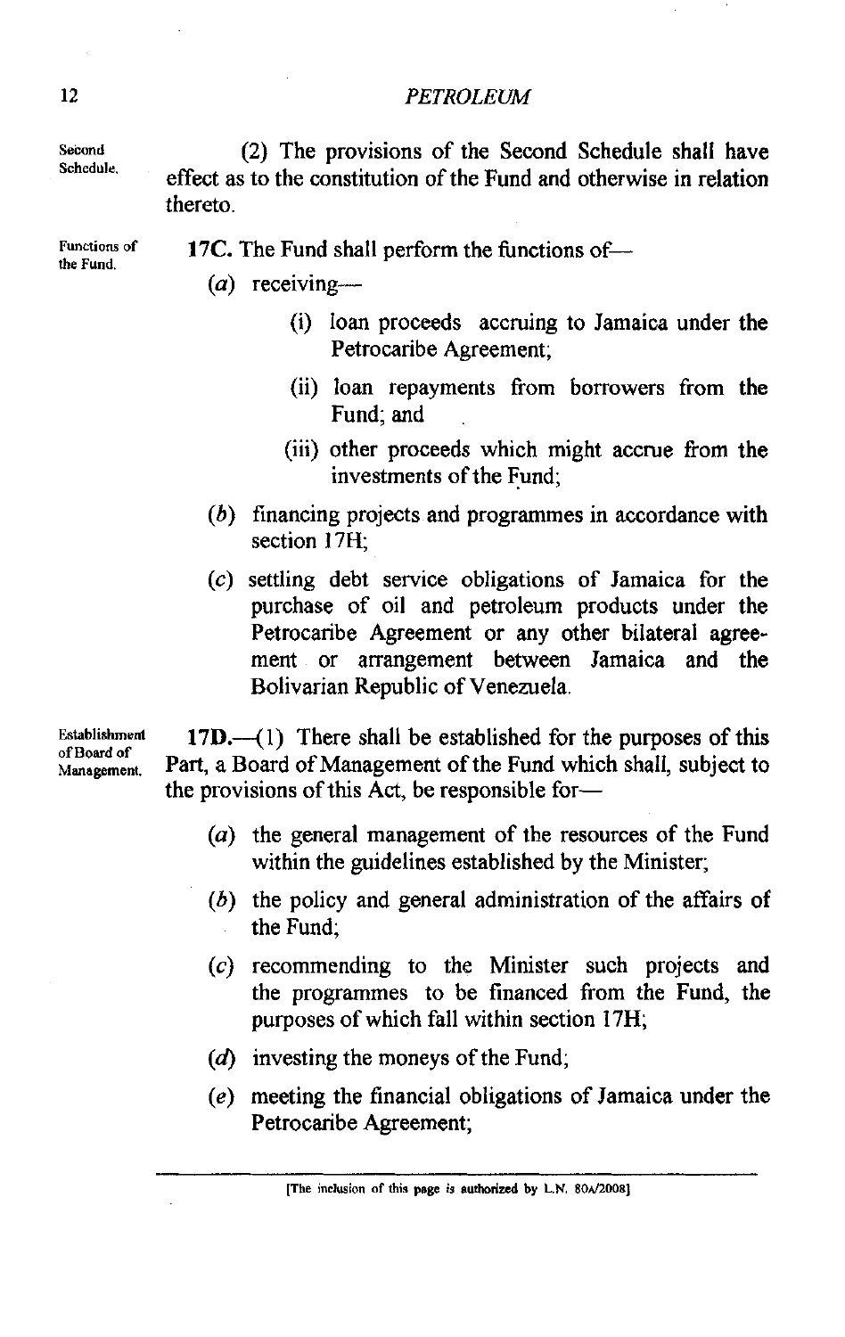Second Schedule.

(2) The provisions of the Second Schedule shall have effect as to the constitution of the Fund and otherwise in relation thereto.

Functions of the Fund.

**17C.** The Fund shall perform the functions of—

(*a*) receiving—

(i) loan proceeds accruing to Jamaica under the Petrocaribe Agreement;

(ii) loan repayments from borrowers from the Fund; and

(iii) other proceeds which might accrue from the investments of the Fund;

(*b*) financing projects and programmes in accordance with section 17H;

(*c*) settling debt service obligations of Jamaica for the purchase of oil and petroleum products under the Petrocaribe Agreement or any other bilateral agreement or arrangement between Jamaica and the Bolivarian Republic of Venezuela.

Establishment of Board of Management.

**17D.**—(1) There shall be established for the purposes of this Part, a Board of Management of the Fund which shall, subject to the provisions of this Act, be responsible for—

(*a*) the general management of the resources of the Fund within the guidelines established by the Minister;

(*b*) the policy and general administration of the affairs of the Fund;

(*c*) recommending to the Minister such projects and the programmes to be financed from the Fund, the purposes of which fall within section 17H;

(*d*) investing the moneys of the Fund;

(*e*) meeting the financial obligations of Jamaica under the Petrocaribe Agreement;

[The inclusion of this page is authorized by L.N. 80A/2008]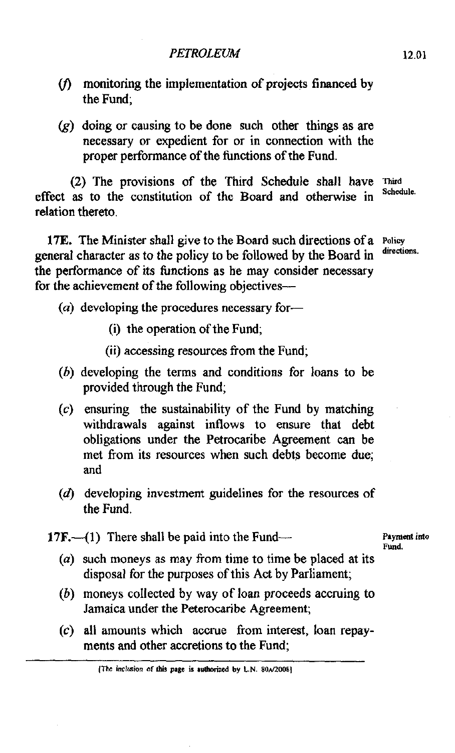(f) monitoring the implementation of projects financed by the Fund;

(g) doing or causing to be done such other things as are necessary or expedient for or in connection with the proper performance of the functions of the Fund.

(2) The provisions of the Third Schedule shall have effect as to the constitution of the Board and otherwise in relation thereto.

Third Schedule.

**17E.** The Minister shall give to the Board such directions of a general character as to the policy to be followed by the Board in the performance of its functions as he may consider necessary for the achievement of the following objectives—

Policy directions.

(a) developing the procedures necessary for—

(i) the operation of the Fund;

(ii) accessing resources from the Fund;

(b) developing the terms and conditions for loans to be provided through the Fund;

(c) ensuring the sustainability of the Fund by matching withdrawals against inflows to ensure that debt obligations under the Petrocaribe Agreement can be met from its resources when such debts become due; and

(d) developing investment guidelines for the resources of the Fund.

**17F.**—(1) There shall be paid into the Fund—

Payment into Fund.

(a) such moneys as may from time to time be placed at its disposal for the purposes of this Act by Parliament;

(b) moneys collected by way of loan proceeds accruing to Jamaica under the Peterocaribe Agreement;

(c) all amounts which accrue from interest, loan repayments and other accretions to the Fund;

[The inclusion of this page is authorized by L.N. 80A/2006]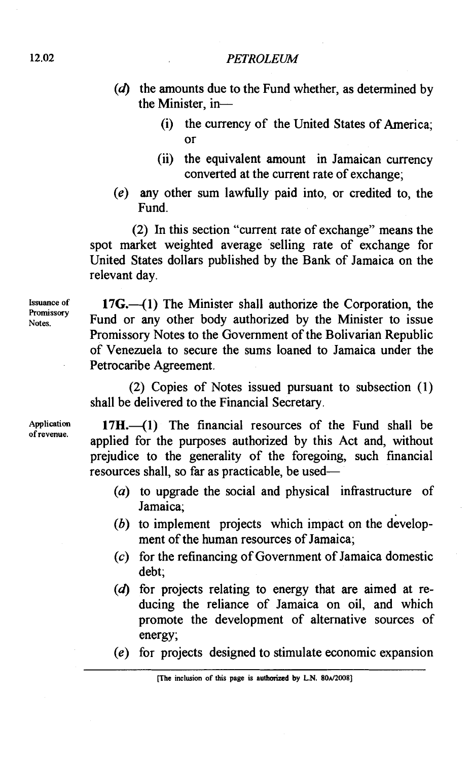(*d*) the amounts due to the Fund whether, as determined by the Minister, in—

(i) the currency of the United States of America; or

(ii) the equivalent amount in Jamaican currency converted at the current rate of exchange;

(*e*) any other sum lawfully paid into, or credited to, the Fund.

(2) In this section "current rate of exchange" means the spot market weighted average selling rate of exchange for United States dollars published by the Bank of Jamaica on the relevant day.

Issuance of Promissory Notes.

**17G.**—(1) The Minister shall authorize the Corporation, the Fund or any other body authorized by the Minister to issue Promissory Notes to the Government of the Bolivarian Republic of Venezuela to secure the sums loaned to Jamaica under the Petrocaribe Agreement.

(2) Copies of Notes issued pursuant to subsection (1) shall be delivered to the Financial Secretary.

Application of revenue.

**17H.**—(1) The financial resources of the Fund shall be applied for the purposes authorized by this Act and, without prejudice to the generality of the foregoing, such financial resources shall, so far as practicable, be used—

(*a*) to upgrade the social and physical infrastructure of Jamaica;

(*b*) to implement projects which impact on the development of the human resources of Jamaica;

(*c*) for the refinancing of Government of Jamaica domestic debt;

(*d*) for projects relating to energy that are aimed at reducing the reliance of Jamaica on oil, and which promote the development of alternative sources of energy;

(*e*) for projects designed to stimulate economic expansion

[The inclusion of this page is authorized by L.N. 80A/2008]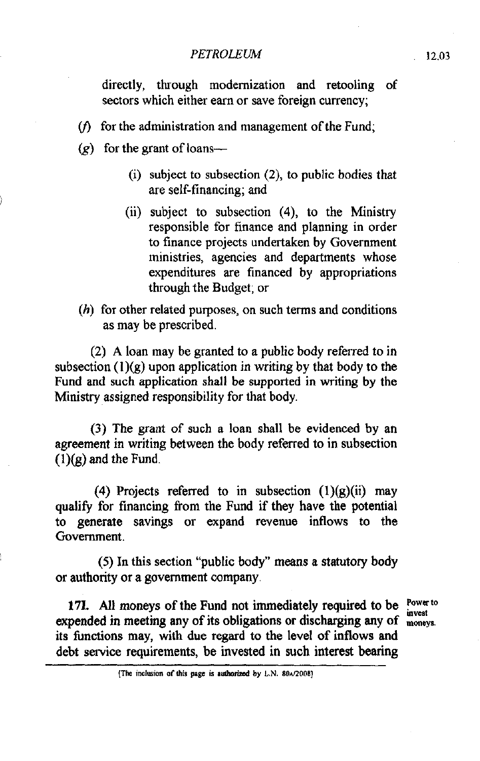directly, through modernization and retooling of sectors which either earn or save foreign currency;

(*f*) for the administration and management of the Fund;

(*g*) for the grant of loans—

(i) subject to subsection (2), to public bodies that are self-financing; and

(ii) subject to subsection (4), to the Ministry responsible for finance and planning in order to finance projects undertaken by Government ministries, agencies and departments whose expenditures are financed by appropriations through the Budget; or

(*h*) for other related purposes, on such terms and conditions as may be prescribed.

(2) A loan may be granted to a public body referred to in subsection (1)(g) upon application in writing by that body to the Fund and such application shall be supported in writing by the Ministry assigned responsibility for that body.

(3) The grant of such a loan shall be evidenced by an agreement in writing between the body referred to in subsection (1)(g) and the Fund.

(4) Projects referred to in subsection (1)(g)(ii) may qualify for financing from the Fund if they have the potential to generate savings or expand revenue inflows to the Government.

(5) In this section "public body" means a statutory body or authority or a government company.

Power to invest moneys.

**17I.** All moneys of the Fund not immediately required to be expended in meeting any of its obligations or discharging any of its functions may, with due regard to the level of inflows and debt service requirements, be invested in such interest bearing

[The inclusion of this page is authorized by L.N. 80A/2008]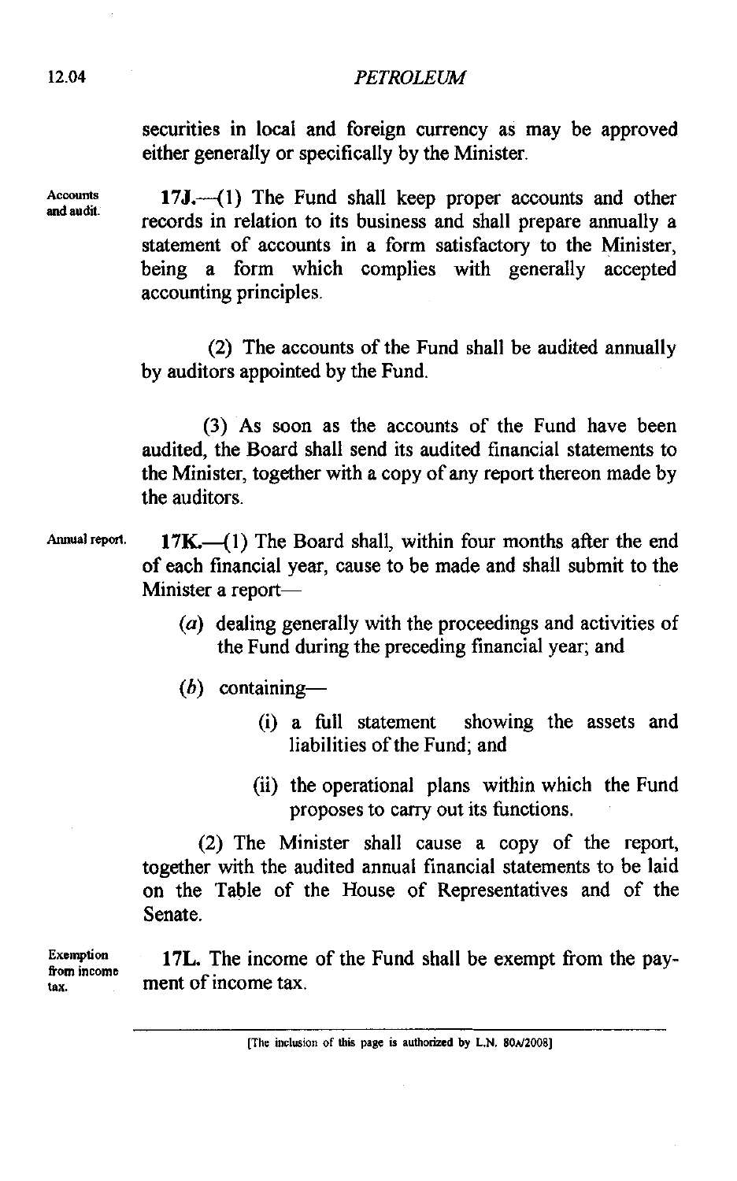securities in local and foreign currency as may be approved either generally or specifically by the Minister.

**Accounts and audit.**

**17J.**—(1) The Fund shall keep proper accounts and other records in relation to its business and shall prepare annually a statement of accounts in a form satisfactory to the Minister, being a form which complies with generally accepted accounting principles.

(2) The accounts of the Fund shall be audited annually by auditors appointed by the Fund.

(3) As soon as the accounts of the Fund have been audited, the Board shall send its audited financial statements to the Minister, together with a copy of any report thereon made by the auditors.

**Annual report.**

**17K.**—(1) The Board shall, within four months after the end of each financial year, cause to be made and shall submit to the Minister a report—

(*a*) dealing generally with the proceedings and activities of the Fund during the preceding financial year; and

(*b*) containing—

(i) a full statement showing the assets and liabilities of the Fund; and

(ii) the operational plans within which the Fund proposes to carry out its functions.

(2) The Minister shall cause a copy of the report, together with the audited annual financial statements to be laid on the Table of the House of Representatives and of the Senate.

**Exemption from income tax.**

**17L.** The income of the Fund shall be exempt from the payment of income tax.

[The inclusion of this page is authorized by L.N. 80A/2008]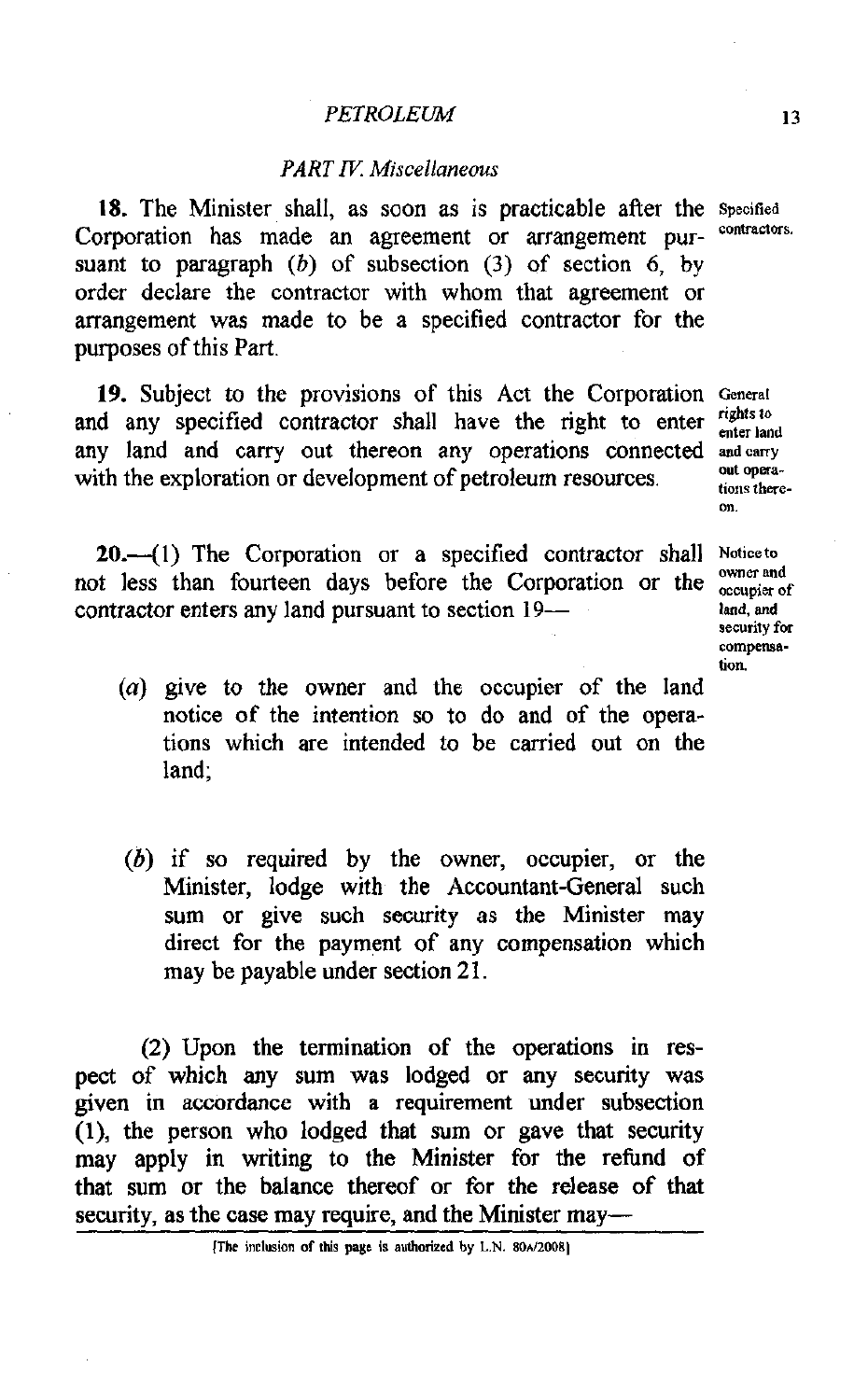## *PART IV. Miscellaneous*

**18.** The Minister shall, as soon as is practicable after the Corporation has made an agreement or arrangement pursuant to paragraph (*b*) of subsection (3) of section 6, by order declare the contractor with whom that agreement or arrangement was made to be a specified contractor for the purposes of this Part.

Specified contractors.

**19.** Subject to the provisions of this Act the Corporation and any specified contractor shall have the right to enter any land and carry out thereon any operations connected with the exploration or development of petroleum resources.

General rights to enter land and carry out operations thereon.

**20.**—(1) The Corporation or a specified contractor shall not less than fourteen days before the Corporation or the contractor enters any land pursuant to section 19—

Notice to owner and occupier of land, and security for compensation.

(*a*) give to the owner and the occupier of the land notice of the intention so to do and of the operations which are intended to be carried out on the land;

(*b*) if so required by the owner, occupier, or the Minister, lodge with the Accountant-General such sum or give such security as the Minister may direct for the payment of any compensation which may be payable under section 21.

(2) Upon the termination of the operations in respect of which any sum was lodged or any security was given in accordance with a requirement under subsection (1), the person who lodged that sum or gave that security may apply in writing to the Minister for the refund of that sum or the balance thereof or for the release of that security, as the case may require, and the Minister may—

[The inclusion of this page is authorized by L.N. 80A/2008]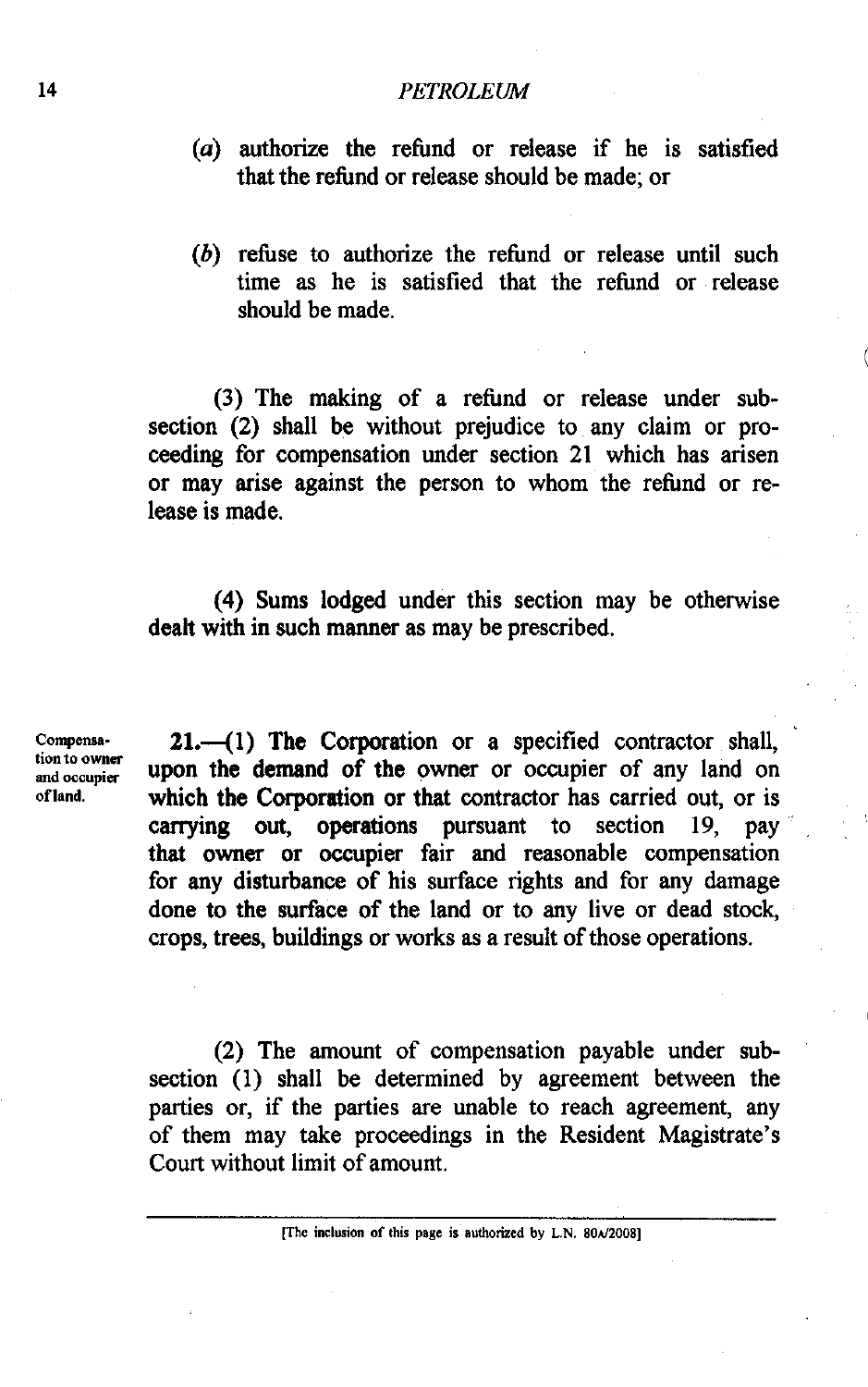(a) authorize the refund or release if he is satisfied that the refund or release should be made; or

(b) refuse to authorize the refund or release until such time as he is satisfied that the refund or release should be made.

(3) The making of a refund or release under subsection (2) shall be without prejudice to any claim or proceeding for compensation under section 21 which has arisen or may arise against the person to whom the refund or release is made.

(4) Sums lodged under this section may be otherwise dealt with in such manner as may be prescribed.

Compensation to owner and occupier of land.

**21.**—(1) The Corporation or a specified contractor shall, upon the demand of the owner or occupier of any land on which the Corporation or that contractor has carried out, or is carrying out, operations pursuant to section 19, pay that owner or occupier fair and reasonable compensation for any disturbance of his surface rights and for any damage done to the surface of the land or to any live or dead stock, crops, trees, buildings or works as a result of those operations.

(2) The amount of compensation payable under subsection (1) shall be determined by agreement between the parties or, if the parties are unable to reach agreement, any of them may take proceedings in the Resident Magistrate's Court without limit of amount.

[The inclusion of this page is authorized by L.N. 80A/2008]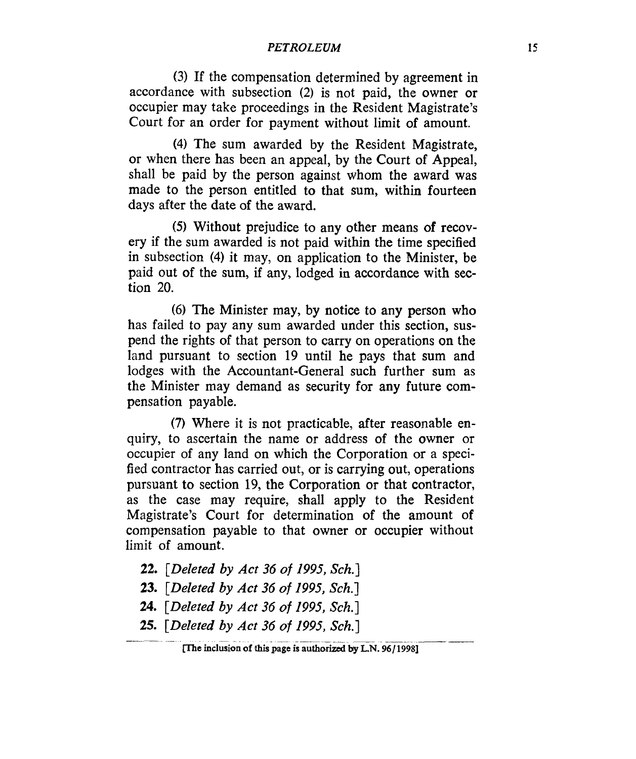(3) If the compensation determined by agreement in accordance with subsection (2) is not paid, the owner or occupier may take proceedings in the Resident Magistrate's Court for an order for payment without limit of amount.

(4) The sum awarded by the Resident Magistrate, or when there has been an appeal, by the Court of Appeal, shall be paid by the person against whom the award was made to the person entitled to that sum, within fourteen days after the date of the award.

(5) Without prejudice to any other means of recovery if the sum awarded is not paid within the time specified in subsection (4) it may, on application to the Minister, be paid out of the sum, if any, lodged in accordance with section 20.

(6) The Minister may, by notice to any person who has failed to pay any sum awarded under this section, suspend the rights of that person to carry on operations on the land pursuant to section 19 until he pays that sum and lodges with the Accountant-General such further sum as the Minister may demand as security for any future compensation payable.

(7) Where it is not practicable, after reasonable enquiry, to ascertain the name or address of the owner or occupier of any land on which the Corporation or a specified contractor has carried out, or is carrying out, operations pursuant to section 19, the Corporation or that contractor, as the case may require, shall apply to the Resident Magistrate's Court for determination of the amount of compensation payable to that owner or occupier without limit of amount.

**22.** [*Deleted by Act 36 of 1995, Sch.*]

**23.** [*Deleted by Act 36 of 1995, Sch.*]

**24.** [*Deleted by Act 36 of 1995, Sch.*]

**25.** [*Deleted by Act 36 of 1995, Sch.*]

[The inclusion of this page is authorized by L.N. 96/1998]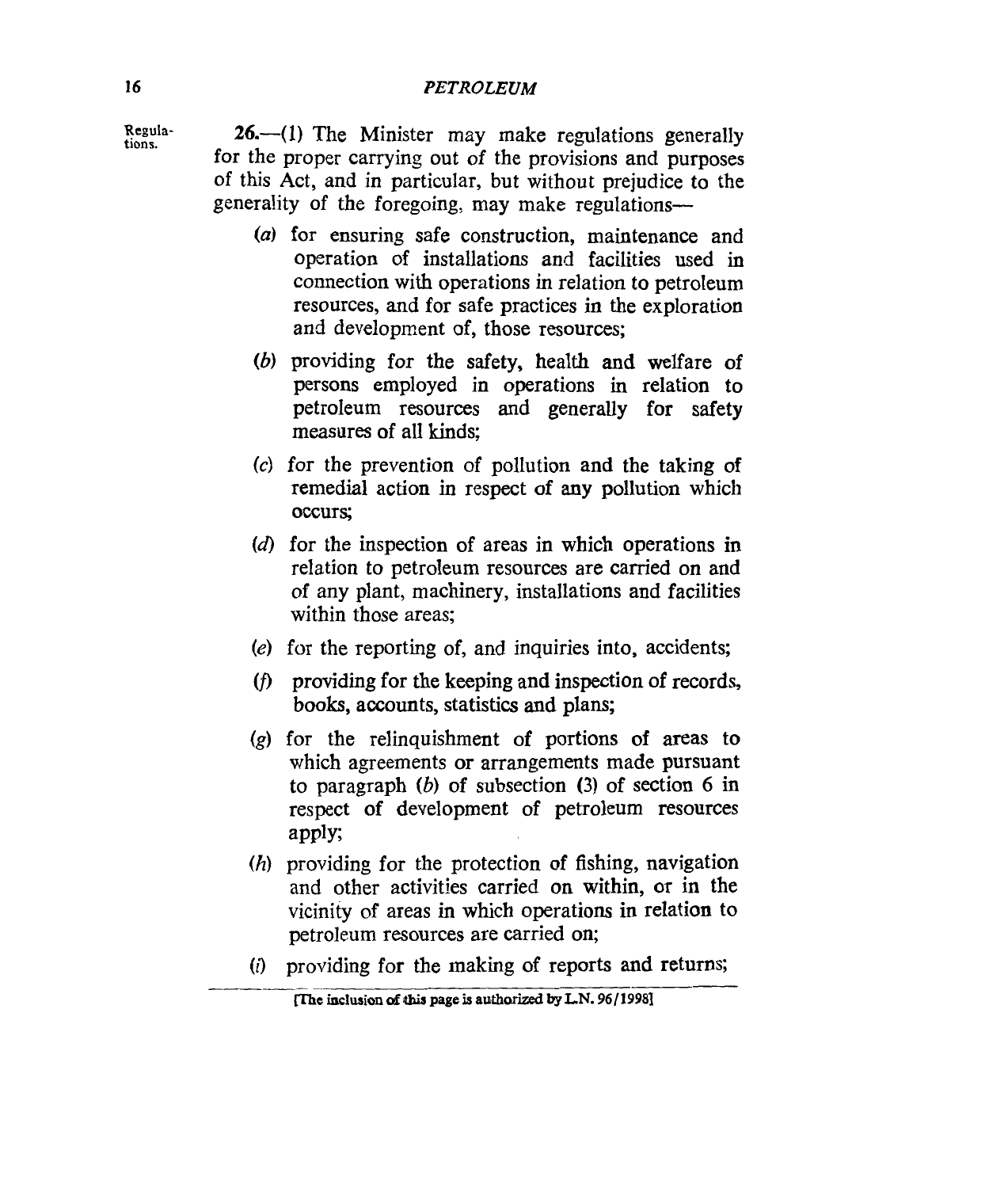Regulations.

**26.**—(1) The Minister may make regulations generally for the proper carrying out of the provisions and purposes of this Act, and in particular, but without prejudice to the generality of the foregoing, may make regulations—

(*a*) for ensuring safe construction, maintenance and operation of installations and facilities used in connection with operations in relation to petroleum resources, and for safe practices in the exploration and development of, those resources;

(*b*) providing for the safety, health and welfare of persons employed in operations in relation to petroleum resources and generally for safety measures of all kinds;

(*c*) for the prevention of pollution and the taking of remedial action in respect of any pollution which occurs;

(*d*) for the inspection of areas in which operations in relation to petroleum resources are carried on and of any plant, machinery, installations and facilities within those areas;

(*e*) for the reporting of, and inquiries into, accidents;

(*f*) providing for the keeping and inspection of records, books, accounts, statistics and plans;

(*g*) for the relinquishment of portions of areas to which agreements or arrangements made pursuant to paragraph (*b*) of subsection (3) of section 6 in respect of development of petroleum resources apply;

(*h*) providing for the protection of fishing, navigation and other activities carried on within, or in the vicinity of areas in which operations in relation to petroleum resources are carried on;

(*i*) providing for the making of reports and returns;

[The inclusion of this page is authorized by L.N. 96/1998]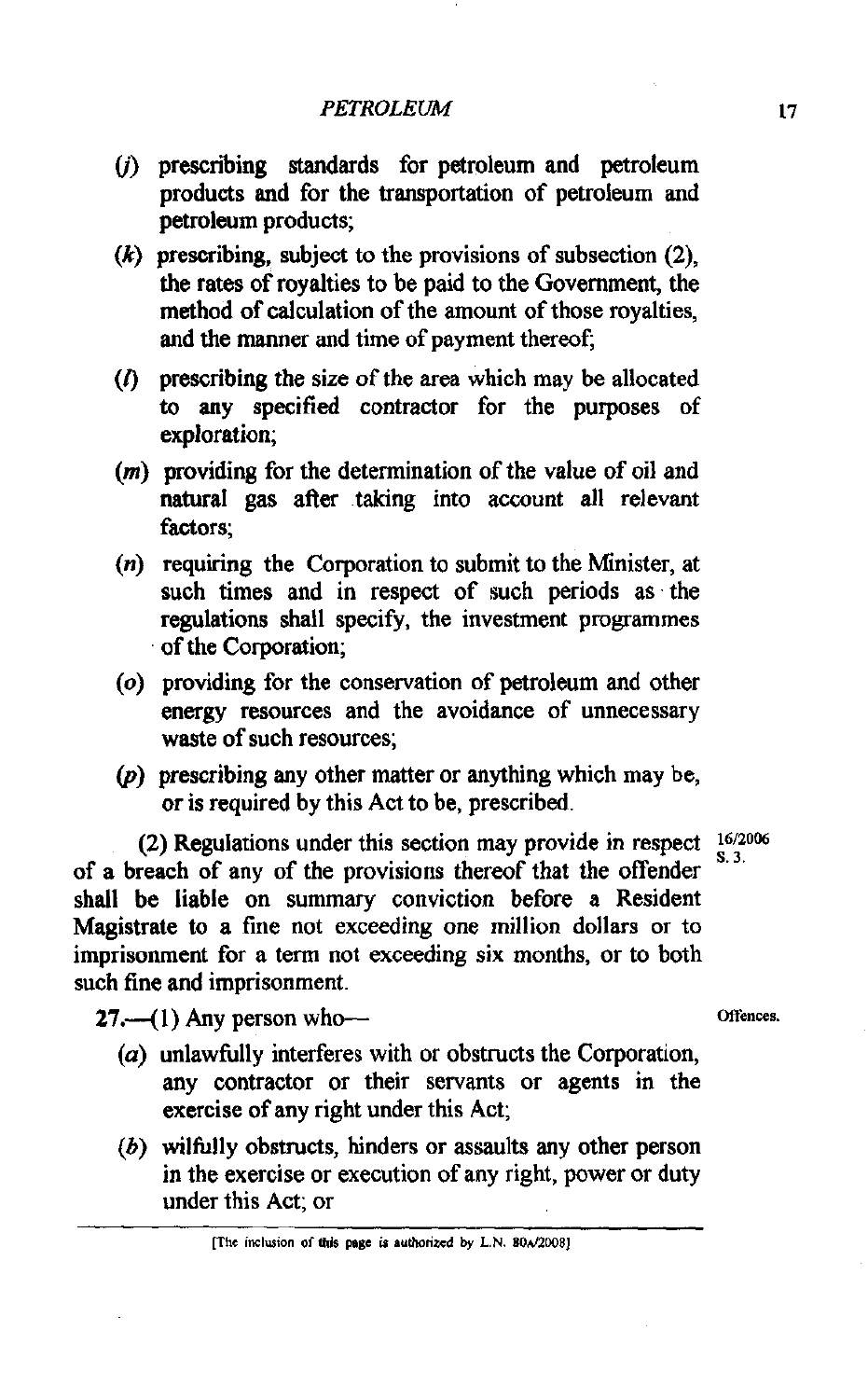(*j*) prescribing standards for petroleum and petroleum products and for the transportation of petroleum and petroleum products;

(*k*) prescribing, subject to the provisions of subsection (2), the rates of royalties to be paid to the Government, the method of calculation of the amount of those royalties, and the manner and time of payment thereof;

(*l*) prescribing the size of the area which may be allocated to any specified contractor for the purposes of exploration;

(*m*) providing for the determination of the value of oil and natural gas after taking into account all relevant factors;

(*n*) requiring the Corporation to submit to the Minister, at such times and in respect of such periods as the regulations shall specify, the investment programmes of the Corporation;

(*o*) providing for the conservation of petroleum and other energy resources and the avoidance of unnecessary waste of such resources;

(*p*) prescribing any other matter or anything which may be, or is required by this Act to be, prescribed.

(2) Regulations under this section may provide in respect of a breach of any of the provisions thereof that the offender shall be liable on summary conviction before a Resident Magistrate to a fine not exceeding one million dollars or to imprisonment for a term not exceeding six months, or to both such fine and imprisonment. 16/2006 S. 3.

Offences.

**27.**—(1) Any person who—

(*a*) unlawfully interferes with or obstructs the Corporation, any contractor or their servants or agents in the exercise of any right under this Act;

(*b*) wilfully obstructs, hinders or assaults any other person in the exercise or execution of any right, power or duty under this Act; or

[The inclusion of this page is authorized by L.N. 80A/2008]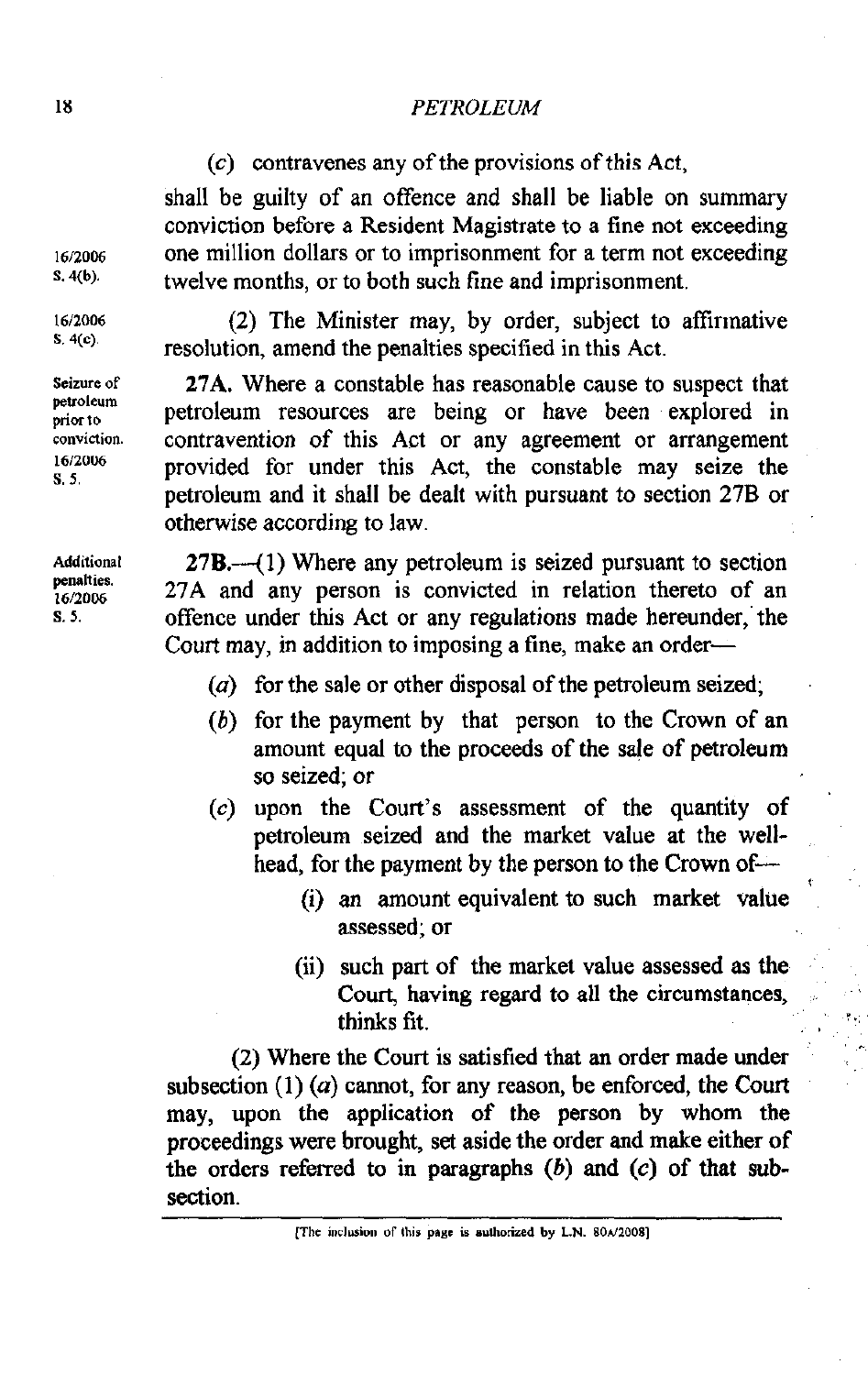(*c*) contravenes any of the provisions of this Act,

shall be guilty of an offence and shall be liable on summary conviction before a Resident Magistrate to a fine not exceeding one million dollars or to imprisonment for a term not exceeding twelve months, or to both such fine and imprisonment.

16/2006 S. 4(b).

(2) The Minister may, by order, subject to affirmative resolution, amend the penalties specified in this Act.

16/2006 S. 4(c).

Seizure of petroleum prior to conviction. 16/2006 S. 5.

**27A.** Where a constable has reasonable cause to suspect that petroleum resources are being or have been explored in contravention of this Act or any agreement or arrangement provided for under this Act, the constable may seize the petroleum and it shall be dealt with pursuant to section 27B or otherwise according to law.

Additional penalties. 16/2006 S. 5.

**27B.**—(1) Where any petroleum is seized pursuant to section 27A and any person is convicted in relation thereto of an offence under this Act or any regulations made hereunder, the Court may, in addition to imposing a fine, make an order—

(*a*) for the sale or other disposal of the petroleum seized;

(*b*) for the payment by that person to the Crown of an amount equal to the proceeds of the sale of petroleum so seized; or

(*c*) upon the Court's assessment of the quantity of petroleum seized and the market value at the well-head, for the payment by the person to the Crown of—

(i) an amount equivalent to such market value assessed; or

(ii) such part of the market value assessed as the Court, having regard to all the circumstances, thinks fit.

(2) Where the Court is satisfied that an order made under subsection (1) (*a*) cannot, for any reason, be enforced, the Court may, upon the application of the person by whom the proceedings were brought, set aside the order and make either of the orders referred to in paragraphs (*b*) and (*c*) of that sub-section.

[The inclusion of this page is authorized by L.N. 80A/2008]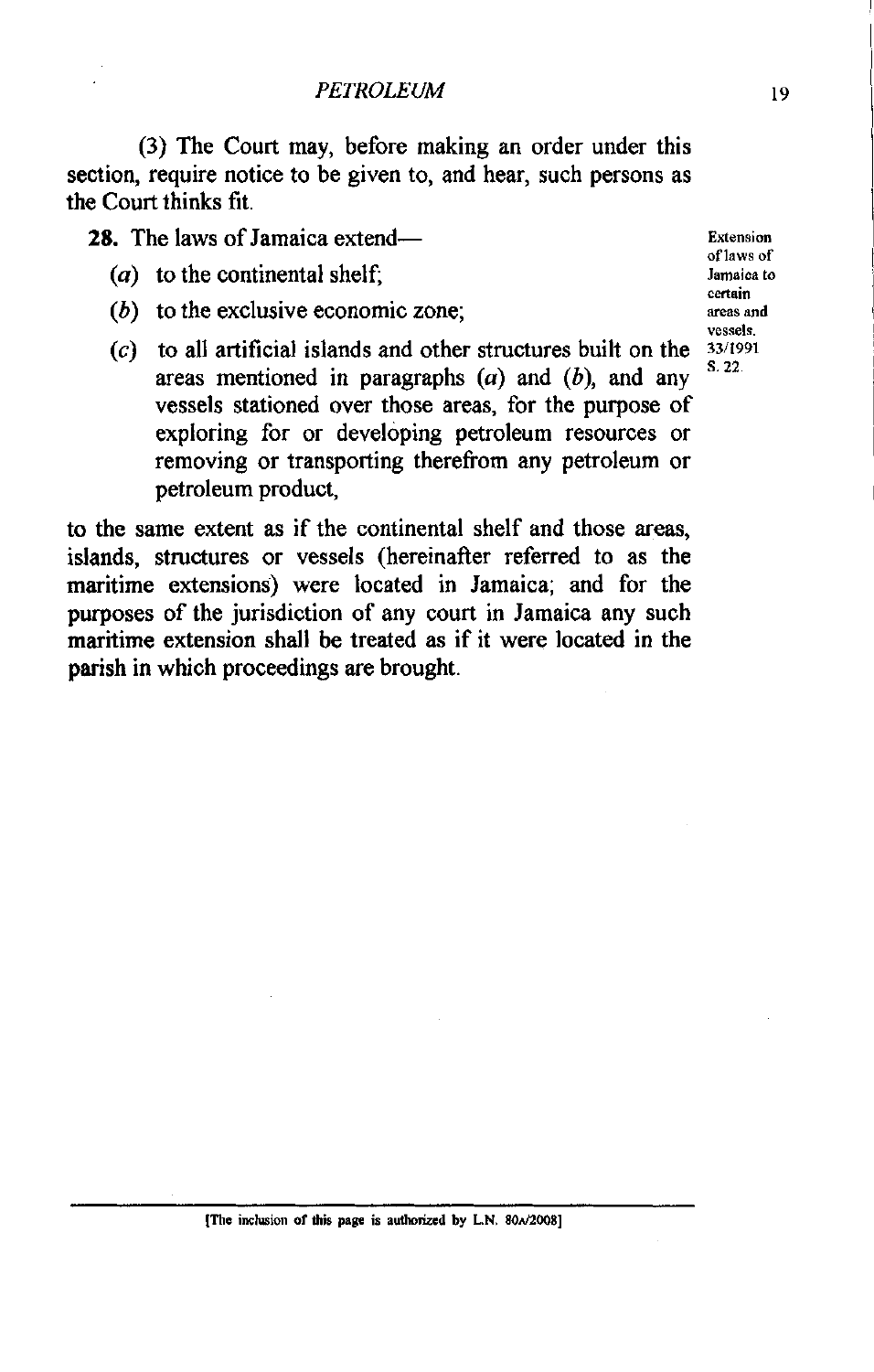(3) The Court may, before making an order under this section, require notice to be given to, and hear, such persons as the Court thinks fit.

Extension of laws of Jamaica to certain areas and vessels. 33/1991 S. 22.

**28.** The laws of Jamaica extend—

(*a*) to the continental shelf;

(*b*) to the exclusive economic zone;

(*c*) to all artificial islands and other structures built on the areas mentioned in paragraphs (*a*) and (*b*), and any vessels stationed over those areas, for the purpose of exploring for or developing petroleum resources or removing or transporting therefrom any petroleum or petroleum product,

to the same extent as if the continental shelf and those areas, islands, structures or vessels (hereinafter referred to as the maritime extensions) were located in Jamaica; and for the purposes of the jurisdiction of any court in Jamaica any such maritime extension shall be treated as if it were located in the parish in which proceedings are brought.

[The inclusion of this page is authorized by L.N. 80A/2008]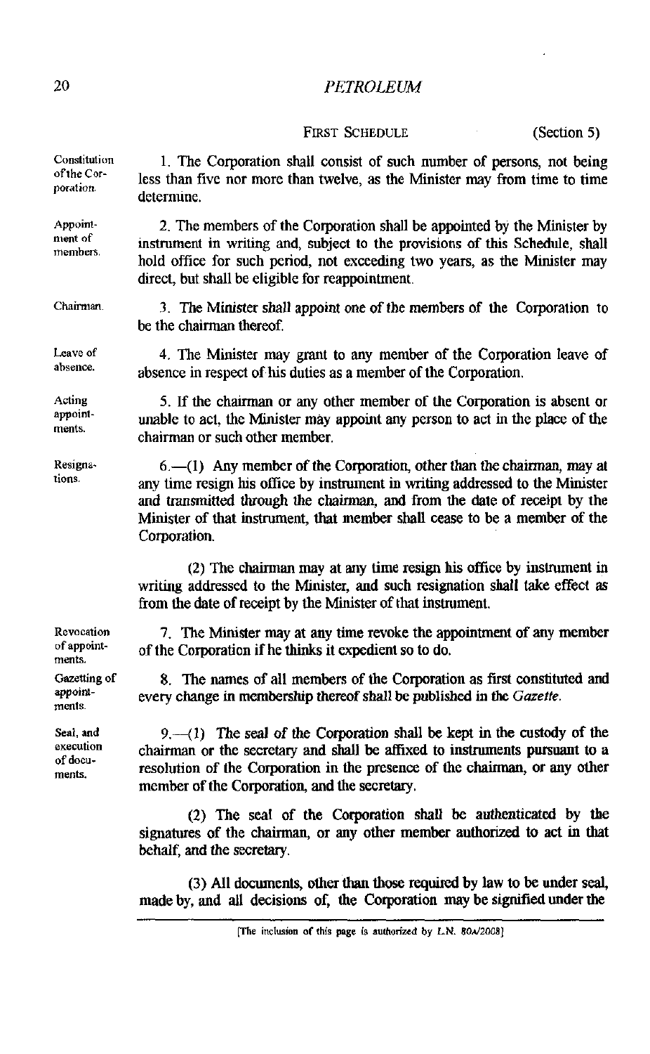FIRST SCHEDULE (Section 5)

**Constitution of the Corporation.** 1. The Corporation shall consist of such number of persons, not being less than five nor more than twelve, as the Minister may from time to time determine.

**Appointment of members.** 2. The members of the Corporation shall be appointed by the Minister by instrument in writing and, subject to the provisions of this Schedule, shall hold office for such period, not exceeding two years, as the Minister may direct, but shall be eligible for reappointment.

**Chairman.** 3. The Minister shall appoint one of the members of the Corporation to be the chairman thereof.

**Leave of absence.** 4. The Minister may grant to any member of the Corporation leave of absence in respect of his duties as a member of the Corporation.

**Acting appointments.** 5. If the chairman or any other member of the Corporation is absent or unable to act, the Minister may appoint any person to act in the place of the chairman or such other member.

**Resignations.** 6.—(1) Any member of the Corporation, other than the chairman, may at any time resign his office by instrument in writing addressed to the Minister and transmitted through the chairman, and from the date of receipt by the Minister of that instrument, that member shall cease to be a member of the Corporation.

(2) The chairman may at any time resign his office by instrument in writing addressed to the Minister, and such resignation shall take effect as from the date of receipt by the Minister of that instrument.

**Revocation of appointments.** 7. The Minister may at any time revoke the appointment of any member of the Corporation if he thinks it expedient so to do.

**Gazetting of appointments.** 8. The names of all members of the Corporation as first constituted and every change in membership thereof shall be published in the *Gazette*.

**Seal, and execution of documents.** 9.—(1) The seal of the Corporation shall be kept in the custody of the chairman or the secretary and shall be affixed to instruments pursuant to a resolution of the Corporation in the presence of the chairman, or any other member of the Corporation, and the secretary.

(2) The seal of the Corporation shall be authenticated by the signatures of the chairman, or any other member authorized to act in that behalf, and the secretary.

(3) All documents, other than those required by law to be under seal, made by, and all decisions of, the Corporation may be signified under the

[The inclusion of this page is authorized by L.N. 80A/2008]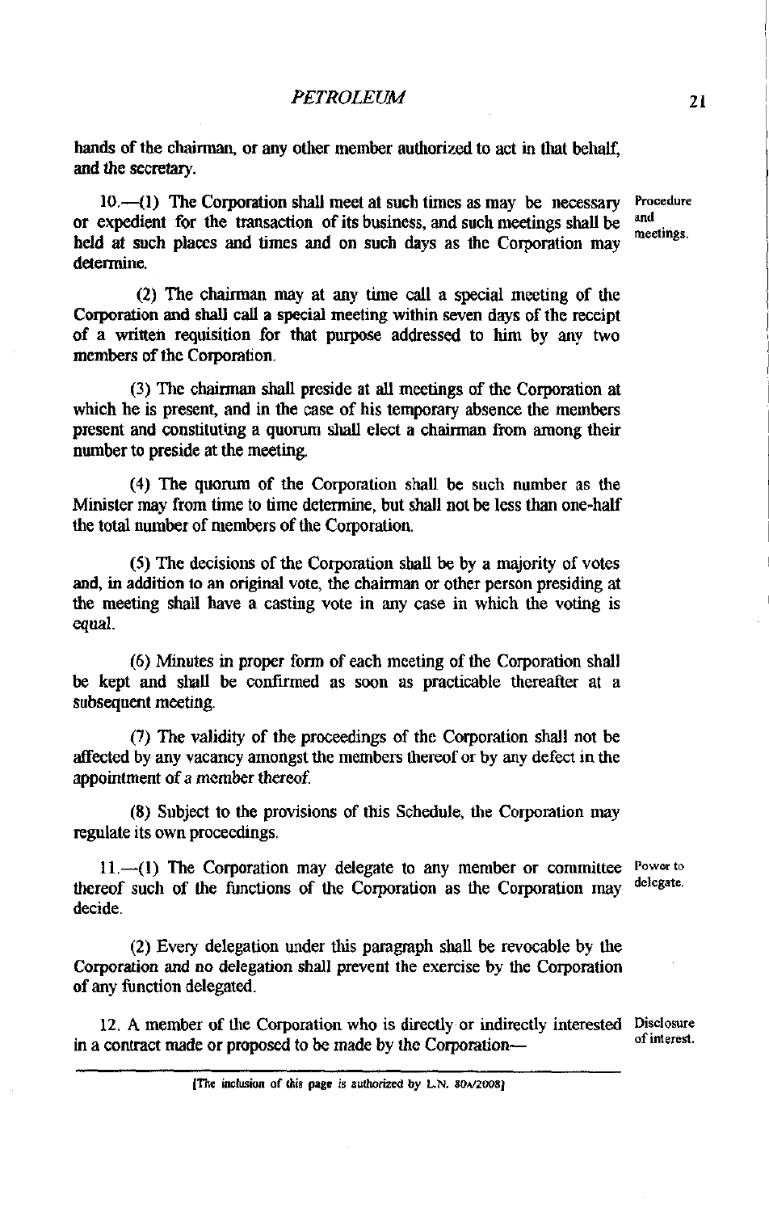hands of the chairman, or any other member authorized to act in that behalf, and the secretary.

10.—(1) The Corporation shall meet at such times as may be necessary or expedient for the transaction of its business, and such meetings shall be held at such places and times and on such days as the Corporation may determine.

Procedure and meetings.

(2) The chairman may at any time call a special meeting of the Corporation and shall call a special meeting within seven days of the receipt of a written requisition for that purpose addressed to him by any two members of the Corporation.

(3) The chairman shall preside at all meetings of the Corporation at which he is present, and in the case of his temporary absence the members present and constituting a quorum shall elect a chairman from among their number to preside at the meeting.

(4) The quorum of the Corporation shall be such number as the Minister may from time to time determine, but shall not be less than one-half the total number of members of the Corporation.

(5) The decisions of the Corporation shall be by a majority of votes and, in addition to an original vote, the chairman or other person presiding at the meeting shall have a casting vote in any case in which the voting is equal.

(6) Minutes in proper form of each meeting of the Corporation shall be kept and shall be confirmed as soon as practicable thereafter at a subsequent meeting.

(7) The validity of the proceedings of the Corporation shall not be affected by any vacancy amongst the members thereof or by any defect in the appointment of a member thereof.

(8) Subject to the provisions of this Schedule, the Corporation may regulate its own proceedings.

11.—(1) The Corporation may delegate to any member or committee thereof such of the functions of the Corporation as the Corporation may decide.

Power to delegate.

(2) Every delegation under this paragraph shall be revocable by the Corporation and no delegation shall prevent the exercise by the Corporation of any function delegated.

12. A member of the Corporation who is directly or indirectly interested in a contract made or proposed to be made by the Corporation—

Disclosure of interest.

[The inclusion of this page is authorized by L.N. 80A/2008]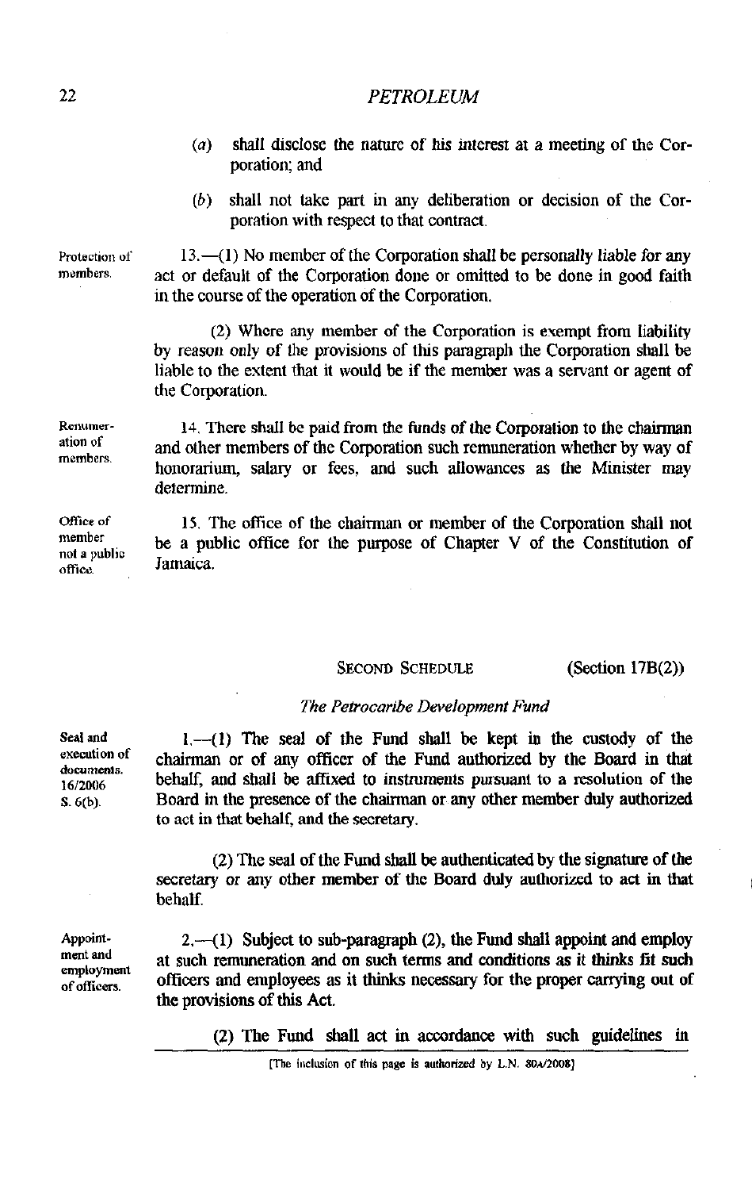(a) shall disclose the nature of his interest at a meeting of the Corporation; and

(b) shall not take part in any deliberation or decision of the Corporation with respect to that contract.

Protection of members.

13.—(1) No member of the Corporation shall be personally liable for any act or default of the Corporation done or omitted to be done in good faith in the course of the operation of the Corporation.

(2) Where any member of the Corporation is exempt from liability by reason only of the provisions of this paragraph the Corporation shall be liable to the extent that it would be if the member was a servant or agent of the Corporation.

Remuneration of members.

14. There shall be paid from the funds of the Corporation to the chairman and other members of the Corporation such remuneration whether by way of honorarium, salary or fees, and such allowances as the Minister may determine.

Office of member not a public office.

15. The office of the chairman or member of the Corporation shall not be a public office for the purpose of Chapter V of the Constitution of Jamaica.

## SECOND SCHEDULE (Section 17B(2))

*The Petrocaribe Development Fund*

Seal and execution of documents. 16/2006 S. 6(b).

1.—(1) The seal of the Fund shall be kept in the custody of the chairman or of any officer of the Fund authorized by the Board in that behalf, and shall be affixed to instruments pursuant to a resolution of the Board in the presence of the chairman or any other member duly authorized to act in that behalf, and the secretary.

(2) The seal of the Fund shall be authenticated by the signature of the secretary or any other member of the Board duly authorized to act in that behalf.

Appointment and employment of officers.

2.—(1) Subject to sub-paragraph (2), the Fund shall appoint and employ at such remuneration and on such terms and conditions as it thinks fit such officers and employees as it thinks necessary for the proper carrying out of the provisions of this Act.

(2) The Fund shall act in accordance with such guidelines in

[The inclusion of this page is authorized by L.N. 80A/2008]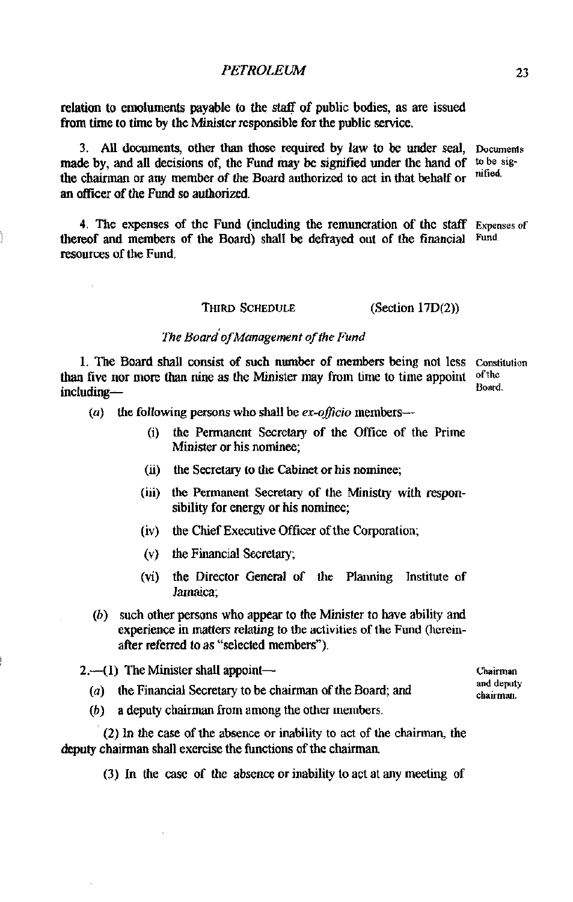relation to emoluments payable to the staff of public bodies, as are issued from time to time by the Minister responsible for the public service.

3. All documents, other than those required by law to be under seal, made by, and all decisions of, the Fund may be signified under the hand of the chairman or any member of the Board authorized to act in that behalf or an officer of the Fund so authorized. *Documents to be signified.*

4. The expenses of the Fund (including the remuneration of the staff thereof and members of the Board) shall be defrayed out of the financial resources of the Fund. *Expenses of Fund.*

THIRD SCHEDULE (Section 17D(2))

*The Board of Management of the Fund*

1. The Board shall consist of such number of members being not less than five nor more than nine as the Minister may from time to time appoint including— *Constitution of the Board.*

(a) the following persons who shall be *ex-officio* members—

(i) the Permanent Secretary of the Office of the Prime Minister or his nominee;

(ii) the Secretary to the Cabinet or his nominee;

(iii) the Permanent Secretary of the Ministry with responsibility for energy or his nominee;

(iv) the Chief Executive Officer of the Corporation;

(v) the Financial Secretary;

(vi) the Director General of the Planning Institute of Jamaica;

(b) such other persons who appear to the Minister to have ability and experience in matters relating to the activities of the Fund (hereinafter referred to as "selected members").

2.—(1) The Minister shall appoint— *Chairman and deputy chairman.*

(a) the Financial Secretary to be chairman of the Board; and

(b) a deputy chairman from among the other members.

(2) In the case of the absence or inability to act of the chairman, the deputy chairman shall exercise the functions of the chairman.

(3) In the case of the absence or inability to act at any meeting of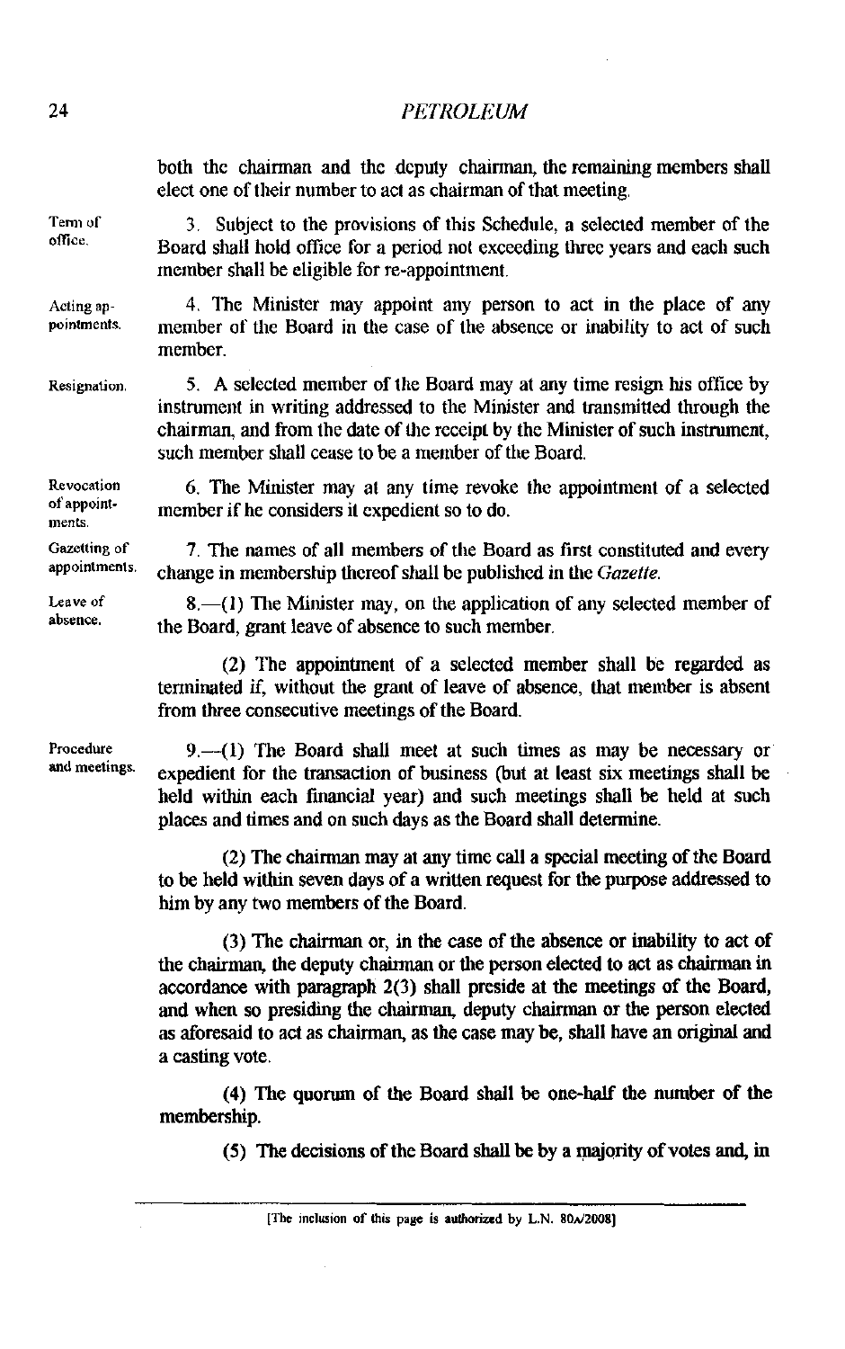both the chairman and the deputy chairman, the remaining members shall elect one of their number to act as chairman of that meeting.

Term of office.

3. Subject to the provisions of this Schedule, a selected member of the Board shall hold office for a period not exceeding three years and each such member shall be eligible for re-appointment.

Acting appointments.

4. The Minister may appoint any person to act in the place of any member of the Board in the case of the absence or inability to act of such member.

Resignation.

5. A selected member of the Board may at any time resign his office by instrument in writing addressed to the Minister and transmitted through the chairman, and from the date of the receipt by the Minister of such instrument, such member shall cease to be a member of the Board.

Revocation of appointments.

6. The Minister may at any time revoke the appointment of a selected member if he considers it expedient so to do.

Gazetting of appointments.

7. The names of all members of the Board as first constituted and every change in membership thereof shall be published in the *Gazette*.

Leave of absence.

8.—(1) The Minister may, on the application of any selected member of the Board, grant leave of absence to such member.

(2) The appointment of a selected member shall be regarded as terminated if, without the grant of leave of absence, that member is absent from three consecutive meetings of the Board.

Procedure and meetings.

9.—(1) The Board shall meet at such times as may be necessary or expedient for the transaction of business (but at least six meetings shall be held within each financial year) and such meetings shall be held at such places and times and on such days as the Board shall determine.

(2) The chairman may at any time call a special meeting of the Board to be held within seven days of a written request for the purpose addressed to him by any two members of the Board.

(3) The chairman or, in the case of the absence or inability to act of the chairman, the deputy chairman or the person elected to act as chairman in accordance with paragraph 2(3) shall preside at the meetings of the Board, and when so presiding the chairman, deputy chairman or the person elected as aforesaid to act as chairman, as the case may be, shall have an original and a casting vote.

(4) The quorum of the Board shall be one-half the number of the membership.

(5) The decisions of the Board shall be by a majority of votes and, in

[The inclusion of this page is authorized by L.N. 80A/2008]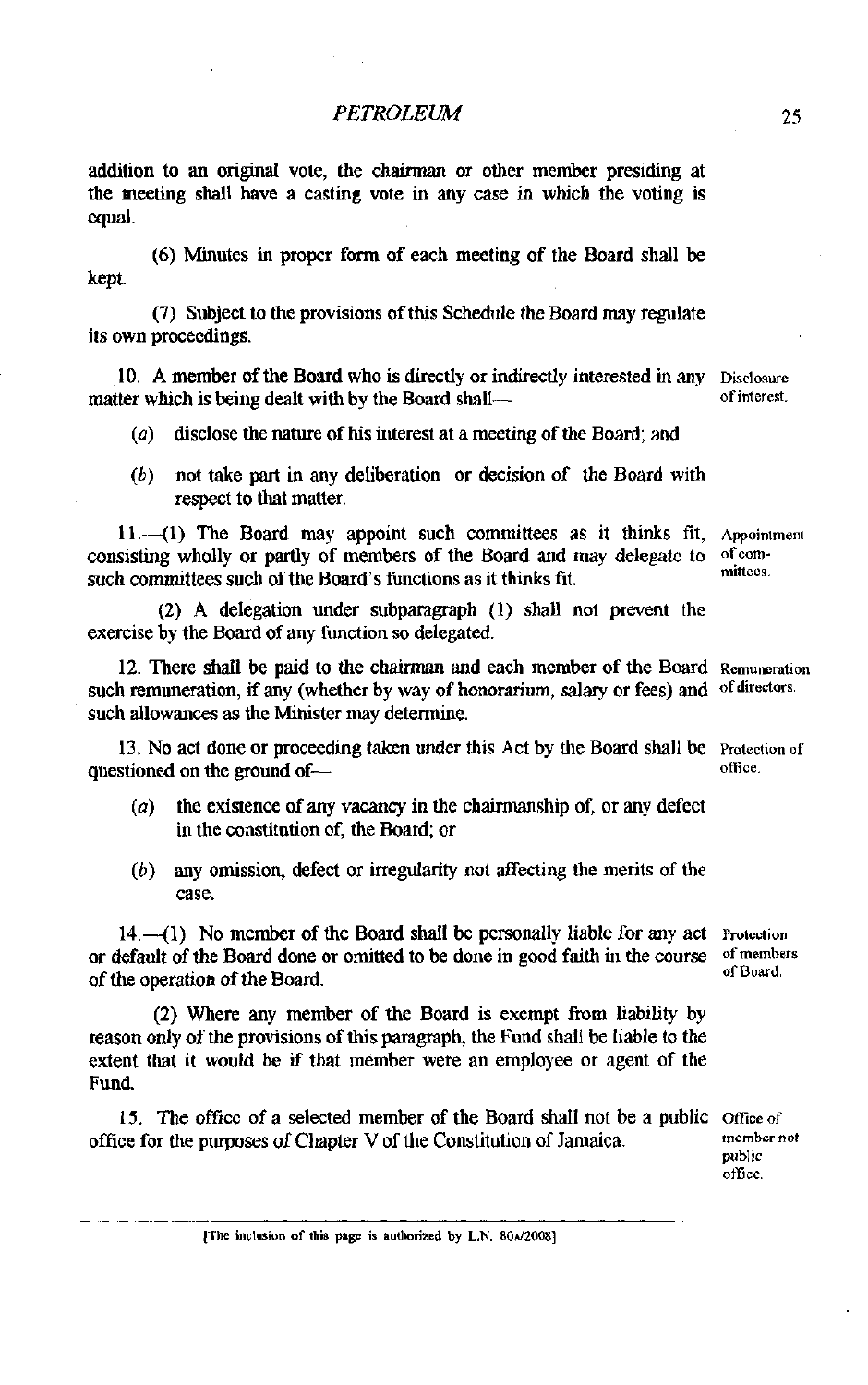addition to an original vote, the chairman or other member presiding at the meeting shall have a casting vote in any case in which the voting is equal.

(6) Minutes in proper form of each meeting of the Board shall be kept.

(7) Subject to the provisions of this Schedule the Board may regulate its own proceedings.

Disclosure of interest.

10. A member of the Board who is directly or indirectly interested in any matter which is being dealt with by the Board shall—

(*a*) disclose the nature of his interest at a meeting of the Board; and

(*b*) not take part in any deliberation or decision of the Board with respect to that matter.

Appointment of committees.

11.—(1) The Board may appoint such committees as it thinks fit, consisting wholly or partly of members of the Board and may delegate to such committees such of the Board's functions as it thinks fit.

(2) A delegation under subparagraph (1) shall not prevent the exercise by the Board of any function so delegated.

Remuneration of directors.

12. There shall be paid to the chairman and each member of the Board such remuneration, if any (whether by way of honorarium, salary or fees) and such allowances as the Minister may determine.

Protection of office.

13. No act done or proceeding taken under this Act by the Board shall be questioned on the ground of—

(*a*) the existence of any vacancy in the chairmanship of, or any defect in the constitution of, the Board; or

(*b*) any omission, defect or irregularity not affecting the merits of the case.

Protection of members of Board.

14.—(1) No member of the Board shall be personally liable for any act or default of the Board done or omitted to be done in good faith in the course of the operation of the Board.

(2) Where any member of the Board is exempt from liability by reason only of the provisions of this paragraph, the Fund shall be liable to the extent that it would be if that member were an employee or agent of the Fund.

Office of member not public office.

15. The office of a selected member of the Board shall not be a public office for the purposes of Chapter V of the Constitution of Jamaica.

[The inclusion of this page is authorized by L.N. 80A/2008]